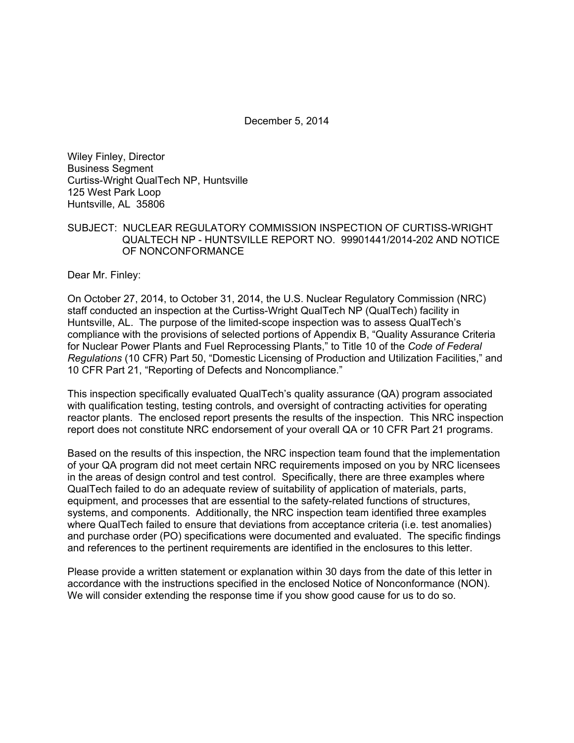December 5, 2014

Wiley Finley, Director
Business Segment
Curtiss-Wright QualTech NP, Huntsville
125 West Park Loop
Huntsville, AL 35806

SUBJECT: NUCLEAR REGULATORY COMMISSION INSPECTION OF CURTISS-WRIGHT QUALTECH NP - HUNTSVILLE REPORT NO. 99901441/2014-202 AND NOTICE OF NONCONFORMANCE

Dear Mr. Finley:

On October 27, 2014, to October 31, 2014, the U.S. Nuclear Regulatory Commission (NRC) staff conducted an inspection at the Curtiss-Wright QualTech NP (QualTech) facility in Huntsville, AL. The purpose of the limited-scope inspection was to assess QualTech's compliance with the provisions of selected portions of Appendix B, "Quality Assurance Criteria for Nuclear Power Plants and Fuel Reprocessing Plants," to Title 10 of the *Code of Federal Regulations* (10 CFR) Part 50, "Domestic Licensing of Production and Utilization Facilities," and 10 CFR Part 21, "Reporting of Defects and Noncompliance."

This inspection specifically evaluated QualTech's quality assurance (QA) program associated with qualification testing, testing controls, and oversight of contracting activities for operating reactor plants. The enclosed report presents the results of the inspection. This NRC inspection report does not constitute NRC endorsement of your overall QA or 10 CFR Part 21 programs.

Based on the results of this inspection, the NRC inspection team found that the implementation of your QA program did not meet certain NRC requirements imposed on you by NRC licensees in the areas of design control and test control. Specifically, there are three examples where QualTech failed to do an adequate review of suitability of application of materials, parts, equipment, and processes that are essential to the safety-related functions of structures, systems, and components. Additionally, the NRC inspection team identified three examples where QualTech failed to ensure that deviations from acceptance criteria (i.e. test anomalies) and purchase order (PO) specifications were documented and evaluated. The specific findings and references to the pertinent requirements are identified in the enclosures to this letter.

Please provide a written statement or explanation within 30 days from the date of this letter in accordance with the instructions specified in the enclosed Notice of Nonconformance (NON). We will consider extending the response time if you show good cause for us to do so.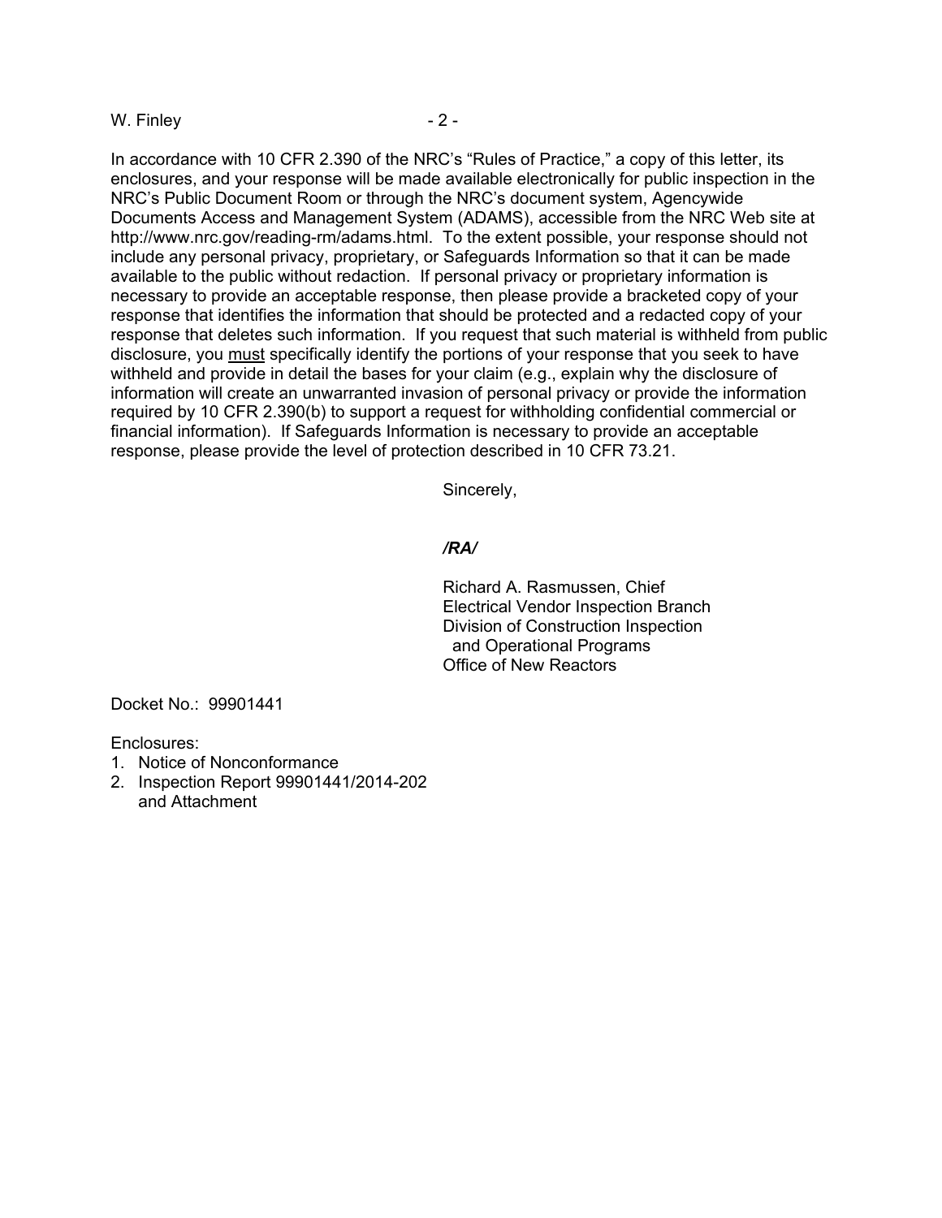In accordance with 10 CFR 2.390 of the NRC's "Rules of Practice," a copy of this letter, its enclosures, and your response will be made available electronically for public inspection in the NRC's Public Document Room or through the NRC's document system, Agencywide Documents Access and Management System (ADAMS), accessible from the NRC Web site at http://www.nrc.gov/reading-rm/adams.html. To the extent possible, your response should not include any personal privacy, proprietary, or Safeguards Information so that it can be made available to the public without redaction. If personal privacy or proprietary information is necessary to provide an acceptable response, then please provide a bracketed copy of your response that identifies the information that should be protected and a redacted copy of your response that deletes such information. If you request that such material is withheld from public disclosure, you must specifically identify the portions of your response that you seek to have withheld and provide in detail the bases for your claim (e.g., explain why the disclosure of information will create an unwarranted invasion of personal privacy or provide the information required by 10 CFR 2.390(b) to support a request for withholding confidential commercial or financial information). If Safeguards Information is necessary to provide an acceptable response, please provide the level of protection described in 10 CFR 73.21.

Sincerely,

*/RA/*

Richard A. Rasmussen, Chief
Electrical Vendor Inspection Branch
Division of Construction Inspection
and Operational Programs
Office of New Reactors

Docket No.: 99901441

Enclosures:
1. Notice of Nonconformance
2. Inspection Report 99901441/2014-202 and Attachment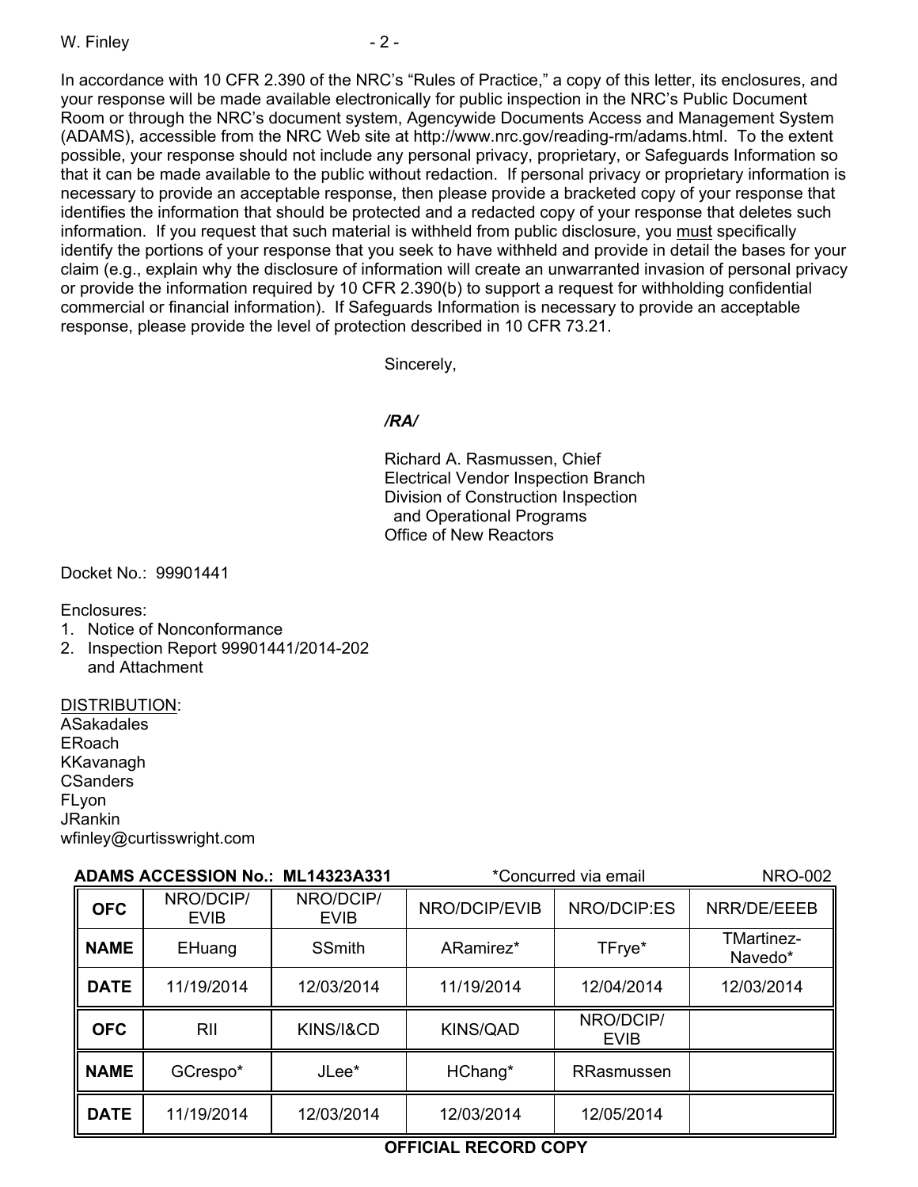In accordance with 10 CFR 2.390 of the NRC's "Rules of Practice," a copy of this letter, its enclosures, and your response will be made available electronically for public inspection in the NRC's Public Document Room or through the NRC's document system, Agencywide Documents Access and Management System (ADAMS), accessible from the NRC Web site at http://www.nrc.gov/reading-rm/adams.html. To the extent possible, your response should not include any personal privacy, proprietary, or Safeguards Information so that it can be made available to the public without redaction. If personal privacy or proprietary information is necessary to provide an acceptable response, then please provide a bracketed copy of your response that identifies the information that should be protected and a redacted copy of your response that deletes such information. If you request that such material is withheld from public disclosure, you <u>must</u> specifically identify the portions of your response that you seek to have withheld and provide in detail the bases for your claim (e.g., explain why the disclosure of information will create an unwarranted invasion of personal privacy or provide the information required by 10 CFR 2.390(b) to support a request for withholding confidential commercial or financial information). If Safeguards Information is necessary to provide an acceptable response, please provide the level of protection described in 10 CFR 73.21.

Sincerely,

***/RA/***

Richard A. Rasmussen, Chief
Electrical Vendor Inspection Branch
Division of Construction Inspection
and Operational Programs
Office of New Reactors

Docket No.: 99901441

Enclosures:
1. Notice of Nonconformance
2. Inspection Report 99901441/2014-202 and Attachment

<u>DISTRIBUTION</u>:
ASakadales
ERoach
KKavanagh
CSanders
FLyon
JRankin
wfinley@curtisswright.com

**ADAMS ACCESSION No.: ML14323A331** *Concurred via email NRO-002

| **OFC** | NRO/DCIP/EVIB | NRO/DCIP/EVIB | NRO/DCIP/EVIB | NRO/DCIP:ES | NRR/DE/EEEB |
|---|---|---|---|---|---|
| **NAME** | EHuang | SSmith | ARamirez* | TFrye* | TMartinez-Navedo* |
| **DATE** | 11/19/2014 | 12/03/2014 | 11/19/2014 | 12/04/2014 | 12/03/2014 |
| **OFC** | RII | KINS/I&CD | KINS/QAD | NRO/DCIP/EVIB | |
| **NAME** | GCrespo* | JLee* | HChang* | RRasmussen | |
| **DATE** | 11/19/2014 | 12/03/2014 | 12/03/2014 | 12/05/2014 | |

**OFFICIAL RECORD COPY**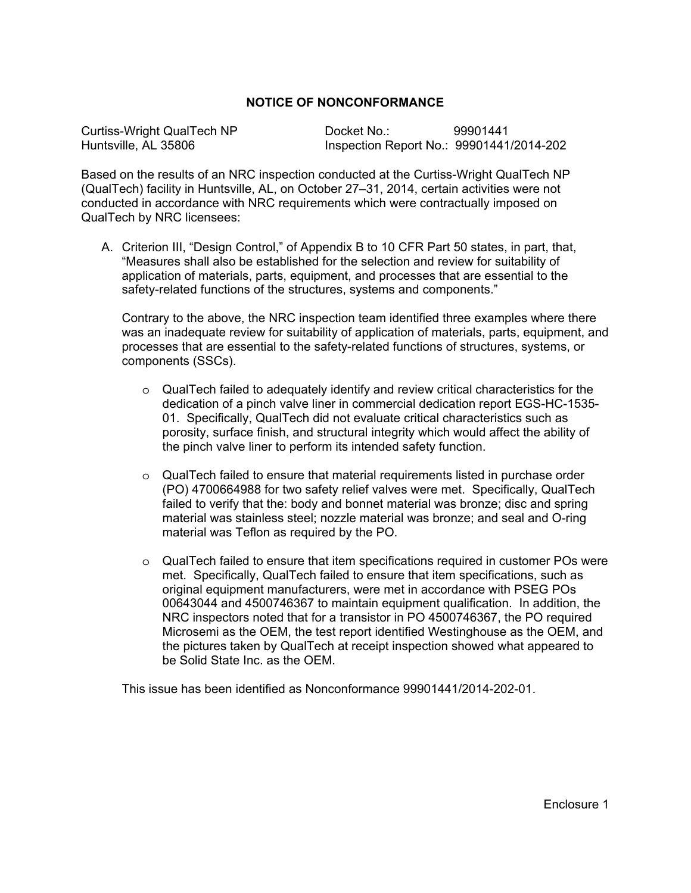## NOTICE OF NONCONFORMANCE

Curtiss-Wright QualTech NP
Huntsville, AL 35806

Docket No.: 99901441
Inspection Report No.: 99901441/2014-202

Based on the results of an NRC inspection conducted at the Curtiss-Wright QualTech NP (QualTech) facility in Huntsville, AL, on October 27–31, 2014, certain activities were not conducted in accordance with NRC requirements which were contractually imposed on QualTech by NRC licensees:

A. Criterion III, "Design Control," of Appendix B to 10 CFR Part 50 states, in part, that, "Measures shall also be established for the selection and review for suitability of application of materials, parts, equipment, and processes that are essential to the safety-related functions of the structures, systems and components."

   Contrary to the above, the NRC inspection team identified three examples where there was an inadequate review for suitability of application of materials, parts, equipment, and processes that are essential to the safety-related functions of structures, systems, or components (SSCs).

   - QualTech failed to adequately identify and review critical characteristics for the dedication of a pinch valve liner in commercial dedication report EGS-HC-1535-01. Specifically, QualTech did not evaluate critical characteristics such as porosity, surface finish, and structural integrity which would affect the ability of the pinch valve liner to perform its intended safety function.

   - QualTech failed to ensure that material requirements listed in purchase order (PO) 4700664988 for two safety relief valves were met. Specifically, QualTech failed to verify that the: body and bonnet material was bronze; disc and spring material was stainless steel; nozzle material was bronze; and seal and O-ring material was Teflon as required by the PO.

   - QualTech failed to ensure that item specifications required in customer POs were met. Specifically, QualTech failed to ensure that item specifications, such as original equipment manufacturers, were met in accordance with PSEG POs 00643044 and 4500746367 to maintain equipment qualification. In addition, the NRC inspectors noted that for a transistor in PO 4500746367, the PO required Microsemi as the OEM, the test report identified Westinghouse as the OEM, and the pictures taken by QualTech at receipt inspection showed what appeared to be Solid State Inc. as the OEM.

   This issue has been identified as Nonconformance 99901441/2014-202-01.

Enclosure 1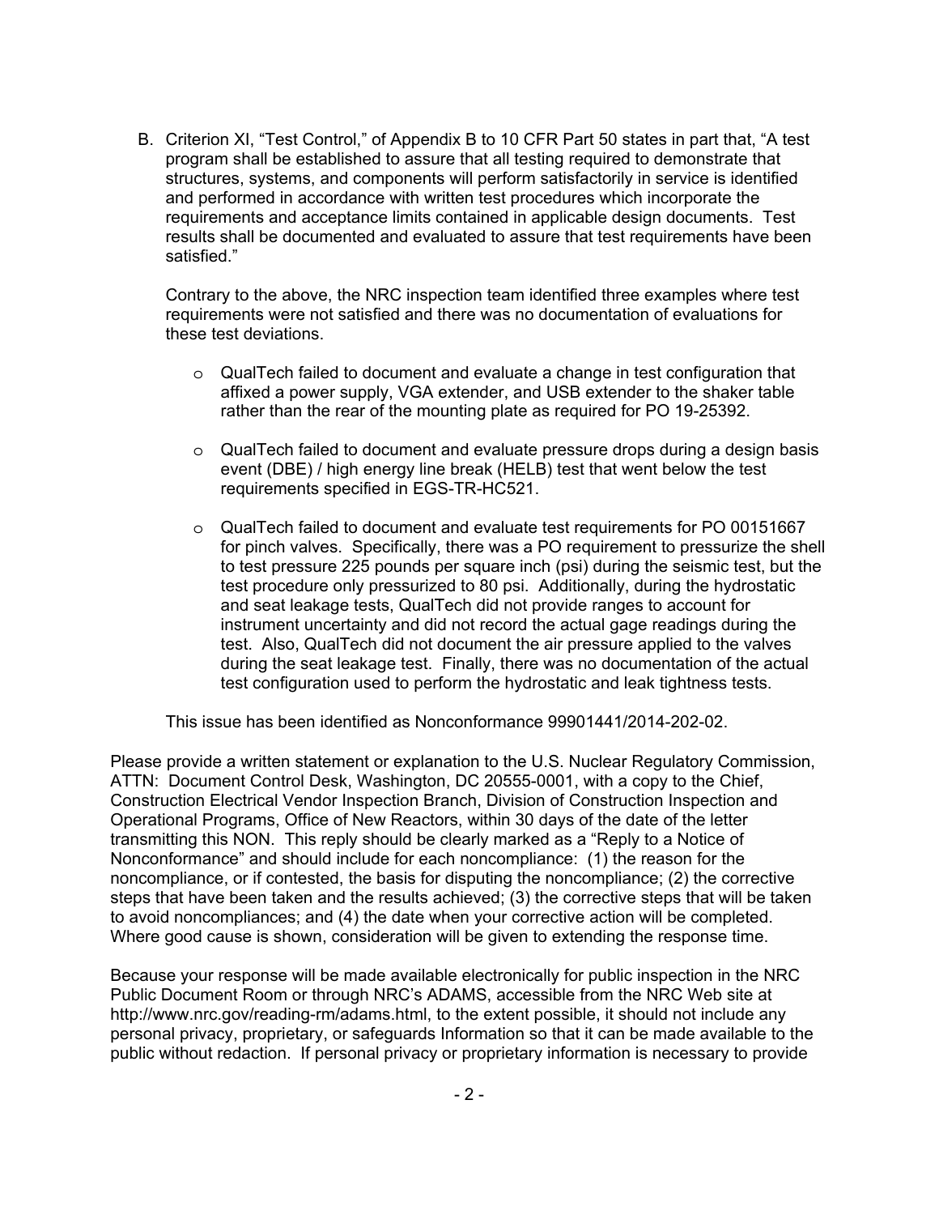B. Criterion XI, "Test Control," of Appendix B to 10 CFR Part 50 states in part that, "A test program shall be established to assure that all testing required to demonstrate that structures, systems, and components will perform satisfactorily in service is identified and performed in accordance with written test procedures which incorporate the requirements and acceptance limits contained in applicable design documents. Test results shall be documented and evaluated to assure that test requirements have been satisfied."

   Contrary to the above, the NRC inspection team identified three examples where test requirements were not satisfied and there was no documentation of evaluations for these test deviations.

   - QualTech failed to document and evaluate a change in test configuration that affixed a power supply, VGA extender, and USB extender to the shaker table rather than the rear of the mounting plate as required for PO 19-25392.
   - QualTech failed to document and evaluate pressure drops during a design basis event (DBE) / high energy line break (HELB) test that went below the test requirements specified in EGS-TR-HC521.
   - QualTech failed to document and evaluate test requirements for PO 00151667 for pinch valves. Specifically, there was a PO requirement to pressurize the shell to test pressure 225 pounds per square inch (psi) during the seismic test, but the test procedure only pressurized to 80 psi. Additionally, during the hydrostatic and seat leakage tests, QualTech did not provide ranges to account for instrument uncertainty and did not record the actual gage readings during the test. Also, QualTech did not document the air pressure applied to the valves during the seat leakage test. Finally, there was no documentation of the actual test configuration used to perform the hydrostatic and leak tightness tests.

   This issue has been identified as Nonconformance 99901441/2014-202-02.

Please provide a written statement or explanation to the U.S. Nuclear Regulatory Commission, ATTN: Document Control Desk, Washington, DC 20555-0001, with a copy to the Chief, Construction Electrical Vendor Inspection Branch, Division of Construction Inspection and Operational Programs, Office of New Reactors, within 30 days of the date of the letter transmitting this NON. This reply should be clearly marked as a "Reply to a Notice of Nonconformance" and should include for each noncompliance: (1) the reason for the noncompliance, or if contested, the basis for disputing the noncompliance; (2) the corrective steps that have been taken and the results achieved; (3) the corrective steps that will be taken to avoid noncompliances; and (4) the date when your corrective action will be completed. Where good cause is shown, consideration will be given to extending the response time.

Because your response will be made available electronically for public inspection in the NRC Public Document Room or through NRC's ADAMS, accessible from the NRC Web site at http://www.nrc.gov/reading-rm/adams.html, to the extent possible, it should not include any personal privacy, proprietary, or safeguards Information so that it can be made available to the public without redaction. If personal privacy or proprietary information is necessary to provide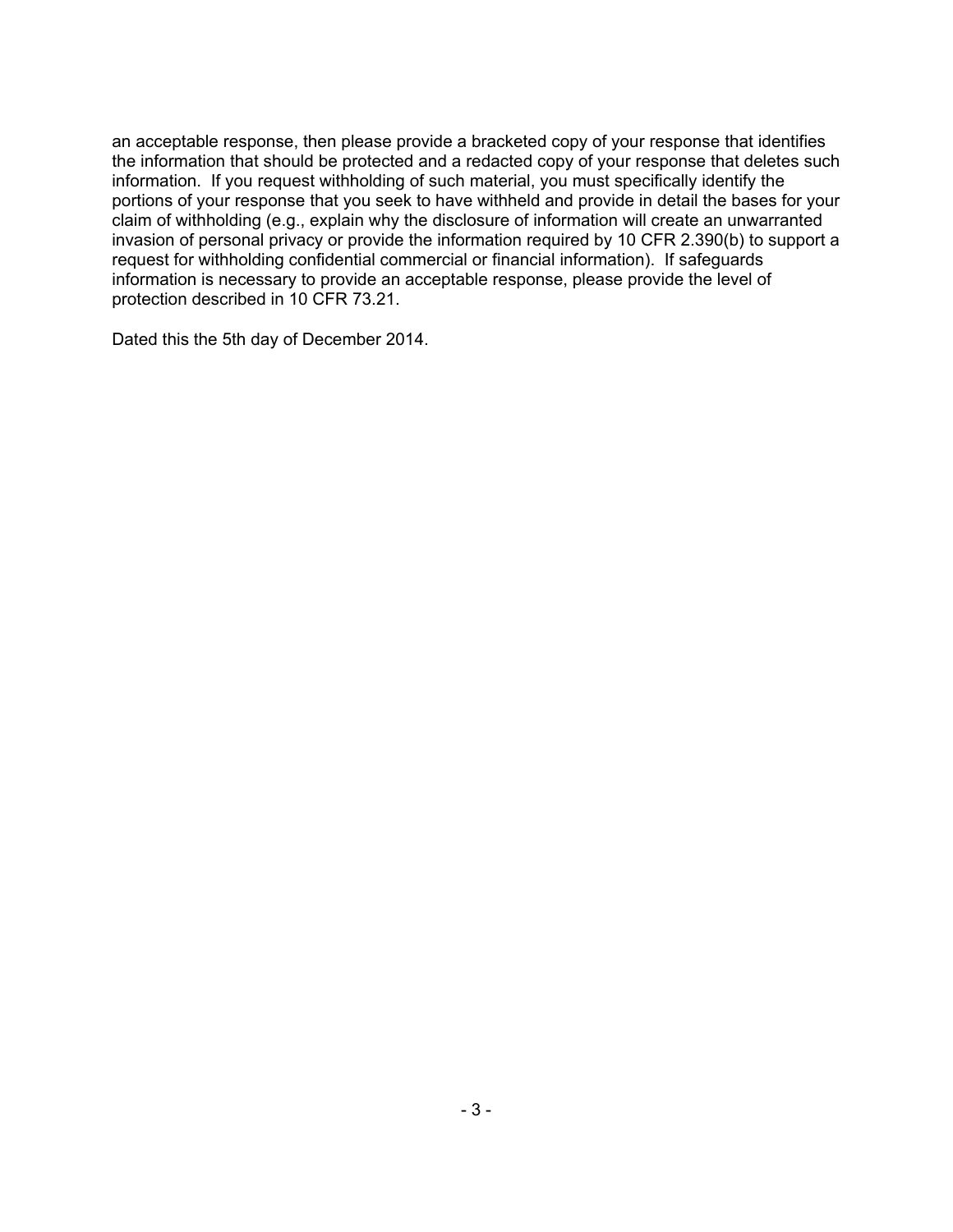an acceptable response, then please provide a bracketed copy of your response that identifies the information that should be protected and a redacted copy of your response that deletes such information. If you request withholding of such material, you must specifically identify the portions of your response that you seek to have withheld and provide in detail the bases for your claim of withholding (e.g., explain why the disclosure of information will create an unwarranted invasion of personal privacy or provide the information required by 10 CFR 2.390(b) to support a request for withholding confidential commercial or financial information). If safeguards information is necessary to provide an acceptable response, please provide the level of protection described in 10 CFR 73.21.

Dated this the 5th day of December 2014.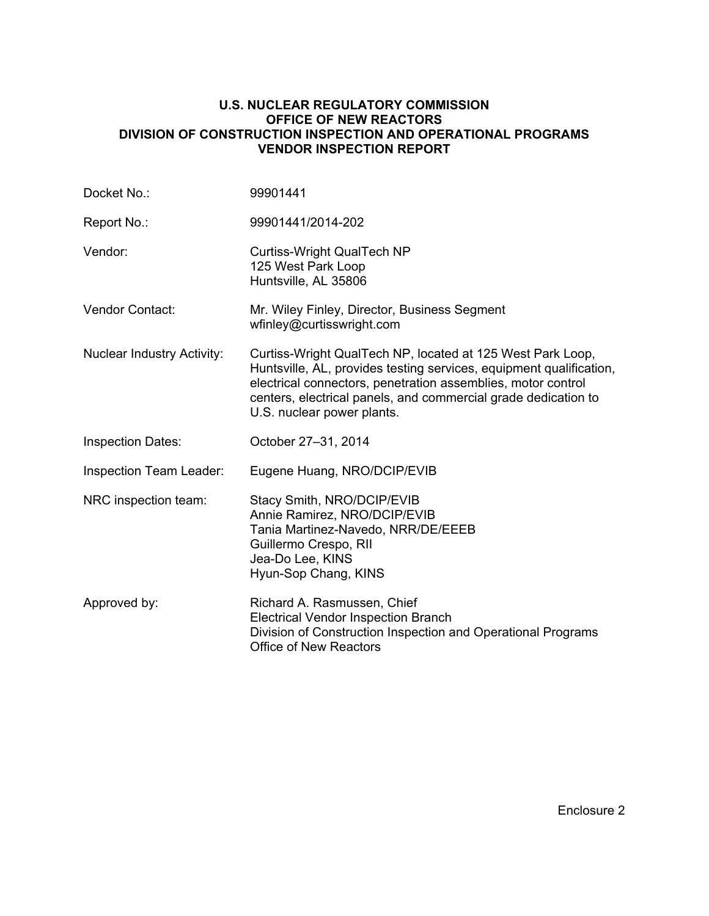**U.S. NUCLEAR REGULATORY COMMISSION**
**OFFICE OF NEW REACTORS**
**DIVISION OF CONSTRUCTION INSPECTION AND OPERATIONAL PROGRAMS**
**VENDOR INSPECTION REPORT**

| | |
|---|---|
| Docket No.: | 99901441 |
| Report No.: | 99901441/2014-202 |
| Vendor: | Curtiss-Wright QualTech NP<br>125 West Park Loop<br>Huntsville, AL 35806 |
| Vendor Contact: | Mr. Wiley Finley, Director, Business Segment<br>wfinley@curtisswright.com |
| Nuclear Industry Activity: | Curtiss-Wright QualTech NP, located at 125 West Park Loop, Huntsville, AL, provides testing services, equipment qualification, electrical connectors, penetration assemblies, motor control centers, electrical panels, and commercial grade dedication to U.S. nuclear power plants. |
| Inspection Dates: | October 27–31, 2014 |
| Inspection Team Leader: | Eugene Huang, NRO/DCIP/EVIB |
| NRC inspection team: | Stacy Smith, NRO/DCIP/EVIB<br>Annie Ramirez, NRO/DCIP/EVIB<br>Tania Martinez-Navedo, NRR/DE/EEEB<br>Guillermo Crespo, RII<br>Jea-Do Lee, KINS<br>Hyun-Sop Chang, KINS |
| Approved by: | Richard A. Rasmussen, Chief<br>Electrical Vendor Inspection Branch<br>Division of Construction Inspection and Operational Programs<br>Office of New Reactors |

Enclosure 2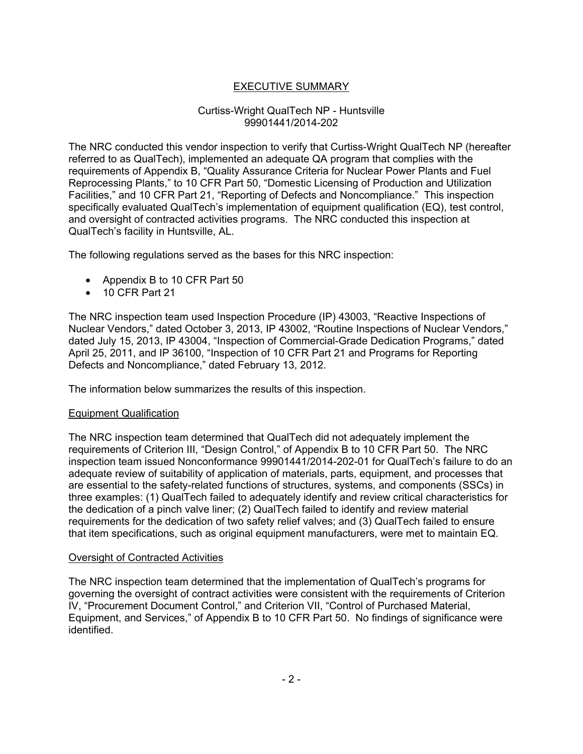## EXECUTIVE SUMMARY

Curtiss-Wright QualTech NP - Huntsville
99901441/2014-202

The NRC conducted this vendor inspection to verify that Curtiss-Wright QualTech NP (hereafter referred to as QualTech), implemented an adequate QA program that complies with the requirements of Appendix B, "Quality Assurance Criteria for Nuclear Power Plants and Fuel Reprocessing Plants," to 10 CFR Part 50, "Domestic Licensing of Production and Utilization Facilities," and 10 CFR Part 21, "Reporting of Defects and Noncompliance." This inspection specifically evaluated QualTech's implementation of equipment qualification (EQ), test control, and oversight of contracted activities programs. The NRC conducted this inspection at QualTech's facility in Huntsville, AL.

The following regulations served as the bases for this NRC inspection:

- Appendix B to 10 CFR Part 50
- 10 CFR Part 21

The NRC inspection team used Inspection Procedure (IP) 43003, "Reactive Inspections of Nuclear Vendors," dated October 3, 2013, IP 43002, "Routine Inspections of Nuclear Vendors," dated July 15, 2013, IP 43004, "Inspection of Commercial-Grade Dedication Programs," dated April 25, 2011, and IP 36100, "Inspection of 10 CFR Part 21 and Programs for Reporting Defects and Noncompliance," dated February 13, 2012.

The information below summarizes the results of this inspection.

### Equipment Qualification

The NRC inspection team determined that QualTech did not adequately implement the requirements of Criterion III, "Design Control," of Appendix B to 10 CFR Part 50. The NRC inspection team issued Nonconformance 99901441/2014-202-01 for QualTech's failure to do an adequate review of suitability of application of materials, parts, equipment, and processes that are essential to the safety-related functions of structures, systems, and components (SSCs) in three examples: (1) QualTech failed to adequately identify and review critical characteristics for the dedication of a pinch valve liner; (2) QualTech failed to identify and review material requirements for the dedication of two safety relief valves; and (3) QualTech failed to ensure that item specifications, such as original equipment manufacturers, were met to maintain EQ.

### Oversight of Contracted Activities

The NRC inspection team determined that the implementation of QualTech's programs for governing the oversight of contract activities were consistent with the requirements of Criterion IV, "Procurement Document Control," and Criterion VII, "Control of Purchased Material, Equipment, and Services," of Appendix B to 10 CFR Part 50. No findings of significance were identified.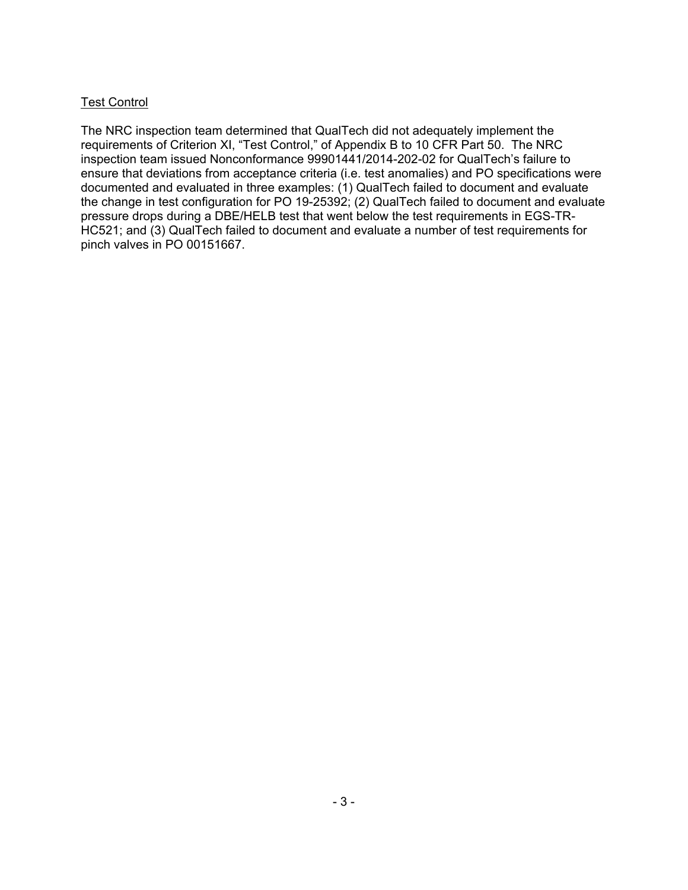Test Control

The NRC inspection team determined that QualTech did not adequately implement the requirements of Criterion XI, "Test Control," of Appendix B to 10 CFR Part 50. The NRC inspection team issued Nonconformance 99901441/2014-202-02 for QualTech's failure to ensure that deviations from acceptance criteria (i.e. test anomalies) and PO specifications were documented and evaluated in three examples: (1) QualTech failed to document and evaluate the change in test configuration for PO 19-25392; (2) QualTech failed to document and evaluate pressure drops during a DBE/HELB test that went below the test requirements in EGS-TR-HC521; and (3) QualTech failed to document and evaluate a number of test requirements for pinch valves in PO 00151667.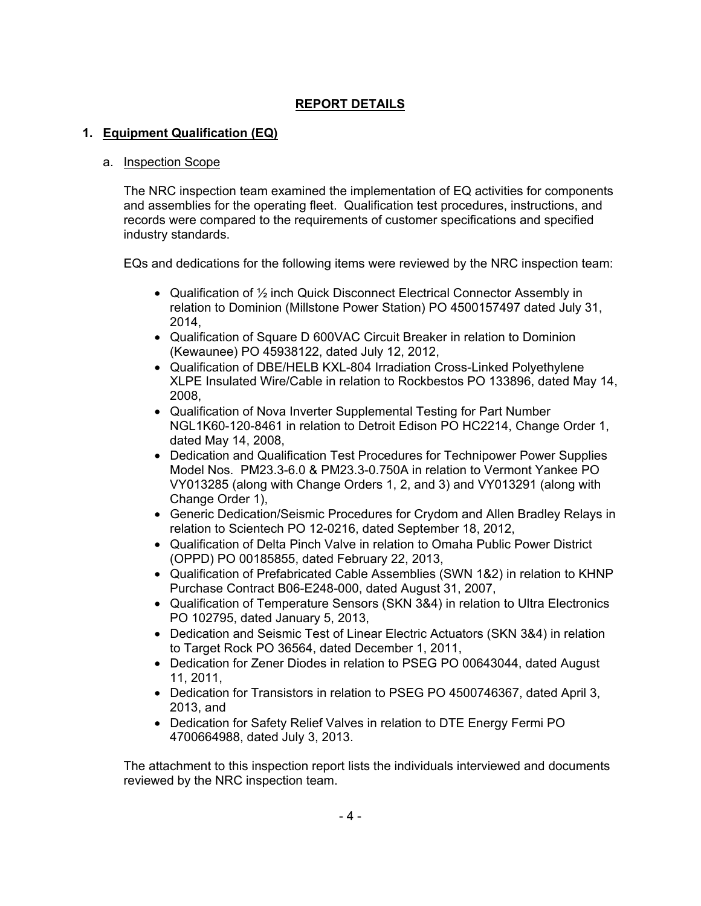## REPORT DETAILS

### 1. Equipment Qualification (EQ)

a. Inspection Scope

The NRC inspection team examined the implementation of EQ activities for components and assemblies for the operating fleet. Qualification test procedures, instructions, and records were compared to the requirements of customer specifications and specified industry standards.

EQs and dedications for the following items were reviewed by the NRC inspection team:

- Qualification of ½ inch Quick Disconnect Electrical Connector Assembly in relation to Dominion (Millstone Power Station) PO 4500157497 dated July 31, 2014,
- Qualification of Square D 600VAC Circuit Breaker in relation to Dominion (Kewaunee) PO 45938122, dated July 12, 2012,
- Qualification of DBE/HELB KXL-804 Irradiation Cross-Linked Polyethylene XLPE Insulated Wire/Cable in relation to Rockbestos PO 133896, dated May 14, 2008,
- Qualification of Nova Inverter Supplemental Testing for Part Number NGL1K60-120-8461 in relation to Detroit Edison PO HC2214, Change Order 1, dated May 14, 2008,
- Dedication and Qualification Test Procedures for Technipower Power Supplies Model Nos. PM23.3-6.0 & PM23.3-0.750A in relation to Vermont Yankee PO VY013285 (along with Change Orders 1, 2, and 3) and VY013291 (along with Change Order 1),
- Generic Dedication/Seismic Procedures for Crydom and Allen Bradley Relays in relation to Scientech PO 12-0216, dated September 18, 2012,
- Qualification of Delta Pinch Valve in relation to Omaha Public Power District (OPPD) PO 00185855, dated February 22, 2013,
- Qualification of Prefabricated Cable Assemblies (SWN 1&2) in relation to KHNP Purchase Contract B06-E248-000, dated August 31, 2007,
- Qualification of Temperature Sensors (SKN 3&4) in relation to Ultra Electronics PO 102795, dated January 5, 2013,
- Dedication and Seismic Test of Linear Electric Actuators (SKN 3&4) in relation to Target Rock PO 36564, dated December 1, 2011,
- Dedication for Zener Diodes in relation to PSEG PO 00643044, dated August 11, 2011,
- Dedication for Transistors in relation to PSEG PO 4500746367, dated April 3, 2013, and
- Dedication for Safety Relief Valves in relation to DTE Energy Fermi PO 4700664988, dated July 3, 2013.

The attachment to this inspection report lists the individuals interviewed and documents reviewed by the NRC inspection team.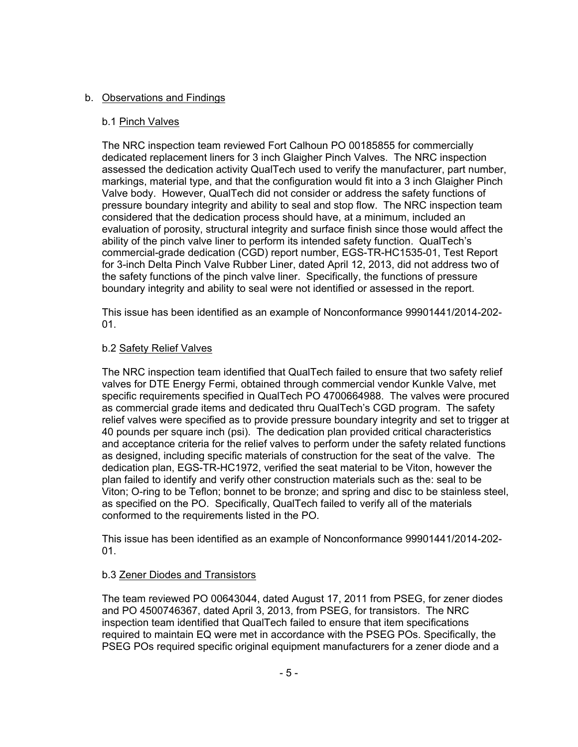b. Observations and Findings

b.1 Pinch Valves

The NRC inspection team reviewed Fort Calhoun PO 00185855 for commercially dedicated replacement liners for 3 inch Glaigher Pinch Valves. The NRC inspection assessed the dedication activity QualTech used to verify the manufacturer, part number, markings, material type, and that the configuration would fit into a 3 inch Glaigher Pinch Valve body. However, QualTech did not consider or address the safety functions of pressure boundary integrity and ability to seal and stop flow. The NRC inspection team considered that the dedication process should have, at a minimum, included an evaluation of porosity, structural integrity and surface finish since those would affect the ability of the pinch valve liner to perform its intended safety function. QualTech's commercial-grade dedication (CGD) report number, EGS-TR-HC1535-01, Test Report for 3-inch Delta Pinch Valve Rubber Liner, dated April 12, 2013, did not address two of the safety functions of the pinch valve liner. Specifically, the functions of pressure boundary integrity and ability to seal were not identified or assessed in the report.

This issue has been identified as an example of Nonconformance 99901441/2014-202-01.

b.2 Safety Relief Valves

The NRC inspection team identified that QualTech failed to ensure that two safety relief valves for DTE Energy Fermi, obtained through commercial vendor Kunkle Valve, met specific requirements specified in QualTech PO 4700664988. The valves were procured as commercial grade items and dedicated thru QualTech's CGD program. The safety relief valves were specified as to provide pressure boundary integrity and set to trigger at 40 pounds per square inch (psi). The dedication plan provided critical characteristics and acceptance criteria for the relief valves to perform under the safety related functions as designed, including specific materials of construction for the seat of the valve. The dedication plan, EGS-TR-HC1972, verified the seat material to be Viton, however the plan failed to identify and verify other construction materials such as the: seal to be Viton; O-ring to be Teflon; bonnet to be bronze; and spring and disc to be stainless steel, as specified on the PO. Specifically, QualTech failed to verify all of the materials conformed to the requirements listed in the PO.

This issue has been identified as an example of Nonconformance 99901441/2014-202-01.

b.3 Zener Diodes and Transistors

The team reviewed PO 00643044, dated August 17, 2011 from PSEG, for zener diodes and PO 4500746367, dated April 3, 2013, from PSEG, for transistors. The NRC inspection team identified that QualTech failed to ensure that item specifications required to maintain EQ were met in accordance with the PSEG POs. Specifically, the PSEG POs required specific original equipment manufacturers for a zener diode and a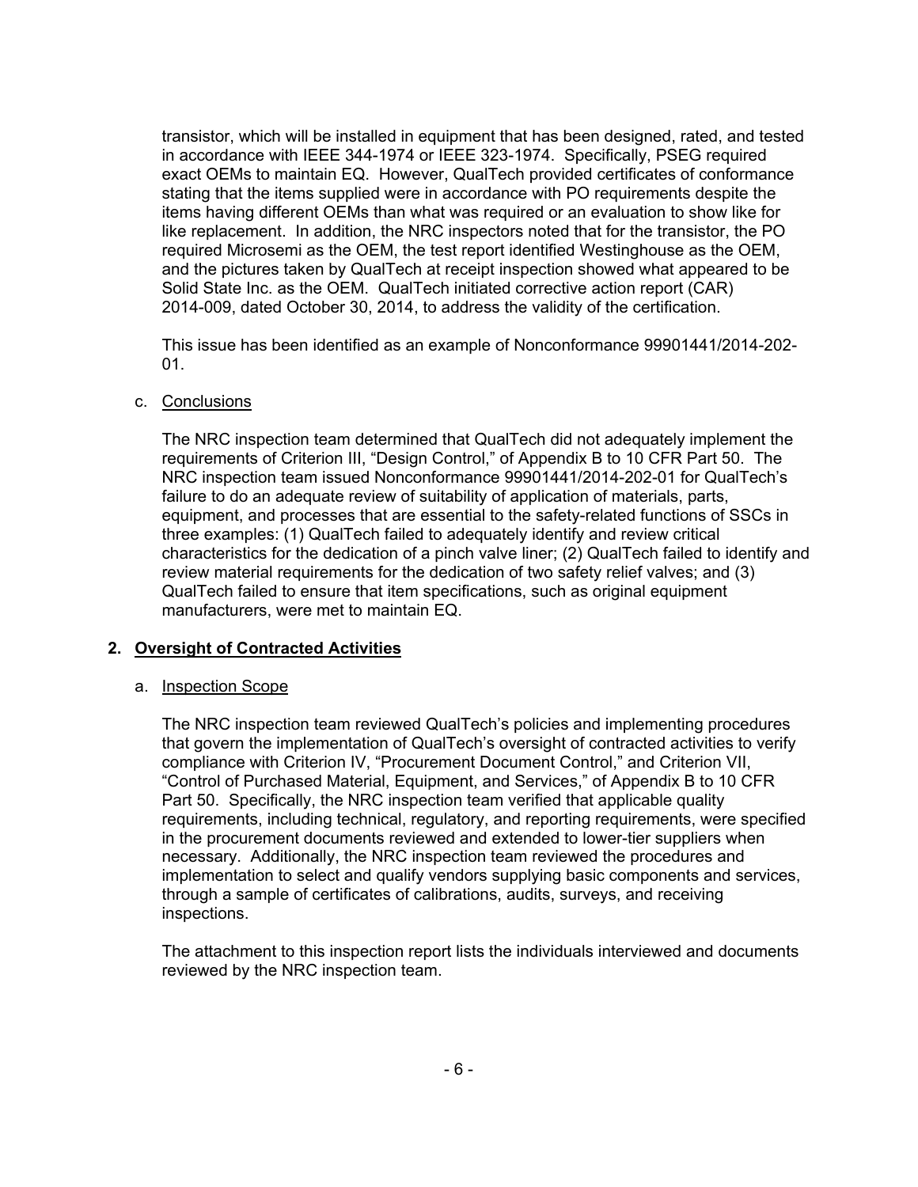transistor, which will be installed in equipment that has been designed, rated, and tested in accordance with IEEE 344-1974 or IEEE 323-1974. Specifically, PSEG required exact OEMs to maintain EQ. However, QualTech provided certificates of conformance stating that the items supplied were in accordance with PO requirements despite the items having different OEMs than what was required or an evaluation to show like for like replacement. In addition, the NRC inspectors noted that for the transistor, the PO required Microsemi as the OEM, the test report identified Westinghouse as the OEM, and the pictures taken by QualTech at receipt inspection showed what appeared to be Solid State Inc. as the OEM. QualTech initiated corrective action report (CAR) 2014-009, dated October 30, 2014, to address the validity of the certification.

This issue has been identified as an example of Nonconformance 99901441/2014-202-01.

c. Conclusions

The NRC inspection team determined that QualTech did not adequately implement the requirements of Criterion III, "Design Control," of Appendix B to 10 CFR Part 50. The NRC inspection team issued Nonconformance 99901441/2014-202-01 for QualTech's failure to do an adequate review of suitability of application of materials, parts, equipment, and processes that are essential to the safety-related functions of SSCs in three examples: (1) QualTech failed to adequately identify and review critical characteristics for the dedication of a pinch valve liner; (2) QualTech failed to identify and review material requirements for the dedication of two safety relief valves; and (3) QualTech failed to ensure that item specifications, such as original equipment manufacturers, were met to maintain EQ.

## 2. Oversight of Contracted Activities

a. Inspection Scope

The NRC inspection team reviewed QualTech's policies and implementing procedures that govern the implementation of QualTech's oversight of contracted activities to verify compliance with Criterion IV, "Procurement Document Control," and Criterion VII, "Control of Purchased Material, Equipment, and Services," of Appendix B to 10 CFR Part 50. Specifically, the NRC inspection team verified that applicable quality requirements, including technical, regulatory, and reporting requirements, were specified in the procurement documents reviewed and extended to lower-tier suppliers when necessary. Additionally, the NRC inspection team reviewed the procedures and implementation to select and qualify vendors supplying basic components and services, through a sample of certificates of calibrations, audits, surveys, and receiving inspections.

The attachment to this inspection report lists the individuals interviewed and documents reviewed by the NRC inspection team.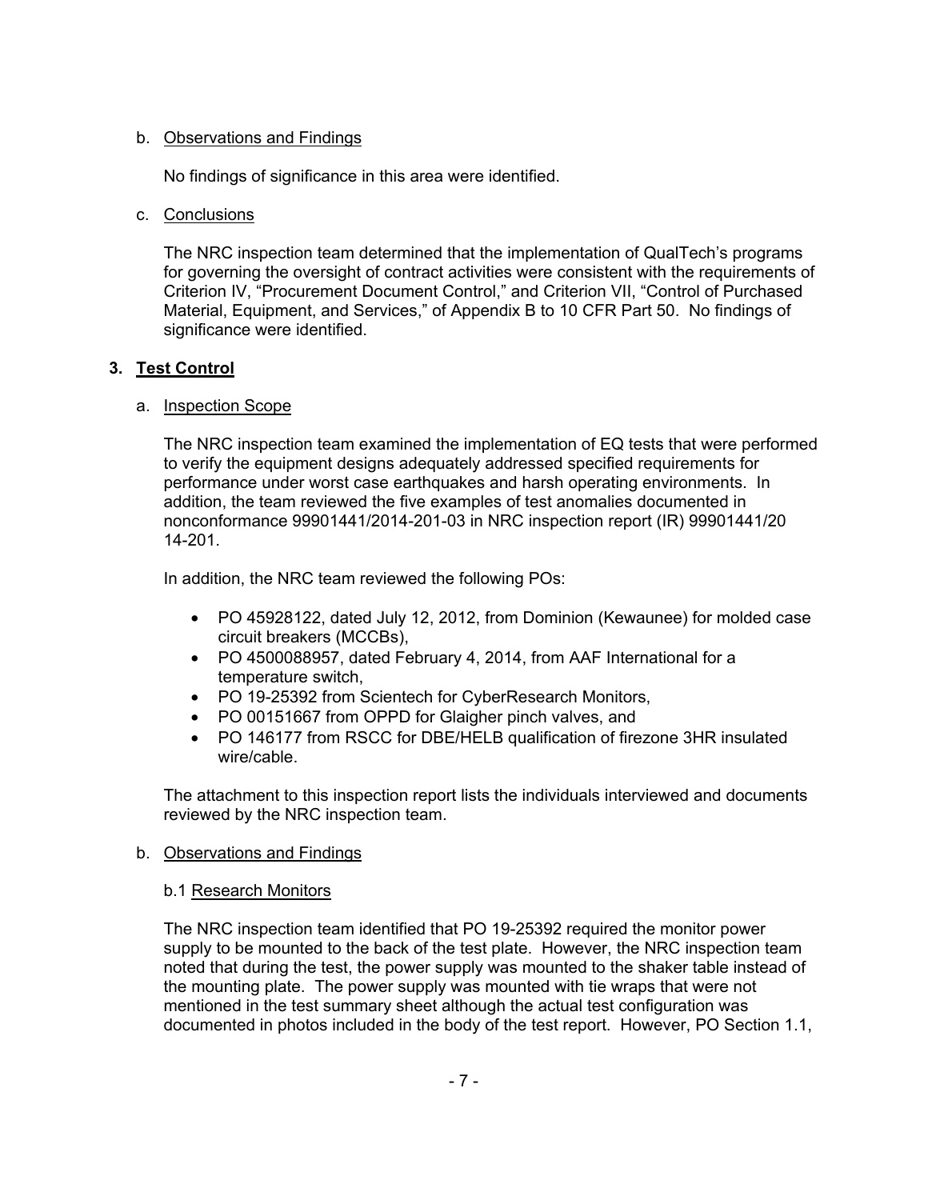b. Observations and Findings

No findings of significance in this area were identified.

c. Conclusions

The NRC inspection team determined that the implementation of QualTech's programs for governing the oversight of contract activities were consistent with the requirements of Criterion IV, "Procurement Document Control," and Criterion VII, "Control of Purchased Material, Equipment, and Services," of Appendix B to 10 CFR Part 50. No findings of significance were identified.

## 3. Test Control

a. Inspection Scope

The NRC inspection team examined the implementation of EQ tests that were performed to verify the equipment designs adequately addressed specified requirements for performance under worst case earthquakes and harsh operating environments. In addition, the team reviewed the five examples of test anomalies documented in nonconformance 99901441/2014-201-03 in NRC inspection report (IR) 99901441/20 14-201.

In addition, the NRC team reviewed the following POs:

- PO 45928122, dated July 12, 2012, from Dominion (Kewaunee) for molded case circuit breakers (MCCBs),
- PO 4500088957, dated February 4, 2014, from AAF International for a temperature switch,
- PO 19-25392 from Scientech for CyberResearch Monitors,
- PO 00151667 from OPPD for Glaigher pinch valves, and
- PO 146177 from RSCC for DBE/HELB qualification of firezone 3HR insulated wire/cable.

The attachment to this inspection report lists the individuals interviewed and documents reviewed by the NRC inspection team.

b. Observations and Findings

b.1 Research Monitors

The NRC inspection team identified that PO 19-25392 required the monitor power supply to be mounted to the back of the test plate. However, the NRC inspection team noted that during the test, the power supply was mounted to the shaker table instead of the mounting plate. The power supply was mounted with tie wraps that were not mentioned in the test summary sheet although the actual test configuration was documented in photos included in the body of the test report. However, PO Section 1.1,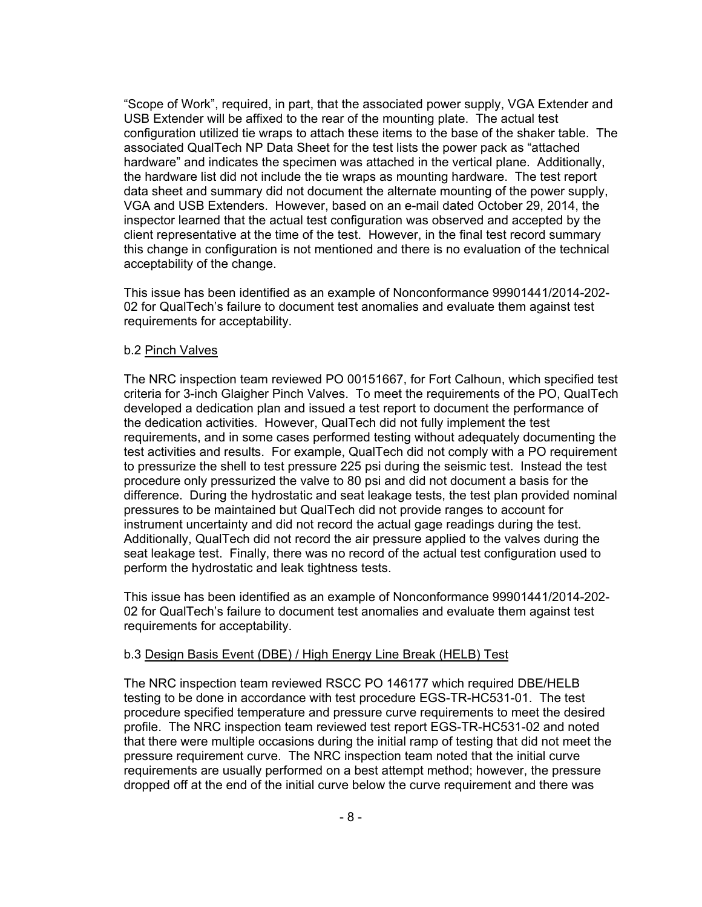"Scope of Work", required, in part, that the associated power supply, VGA Extender and USB Extender will be affixed to the rear of the mounting plate. The actual test configuration utilized tie wraps to attach these items to the base of the shaker table. The associated QualTech NP Data Sheet for the test lists the power pack as "attached hardware" and indicates the specimen was attached in the vertical plane. Additionally, the hardware list did not include the tie wraps as mounting hardware. The test report data sheet and summary did not document the alternate mounting of the power supply, VGA and USB Extenders. However, based on an e-mail dated October 29, 2014, the inspector learned that the actual test configuration was observed and accepted by the client representative at the time of the test. However, in the final test record summary this change in configuration is not mentioned and there is no evaluation of the technical acceptability of the change.

This issue has been identified as an example of Nonconformance 99901441/2014-202-02 for QualTech's failure to document test anomalies and evaluate them against test requirements for acceptability.

b.2 Pinch Valves

The NRC inspection team reviewed PO 00151667, for Fort Calhoun, which specified test criteria for 3-inch Glaigher Pinch Valves. To meet the requirements of the PO, QualTech developed a dedication plan and issued a test report to document the performance of the dedication activities. However, QualTech did not fully implement the test requirements, and in some cases performed testing without adequately documenting the test activities and results. For example, QualTech did not comply with a PO requirement to pressurize the shell to test pressure 225 psi during the seismic test. Instead the test procedure only pressurized the valve to 80 psi and did not document a basis for the difference. During the hydrostatic and seat leakage tests, the test plan provided nominal pressures to be maintained but QualTech did not provide ranges to account for instrument uncertainty and did not record the actual gage readings during the test. Additionally, QualTech did not record the air pressure applied to the valves during the seat leakage test. Finally, there was no record of the actual test configuration used to perform the hydrostatic and leak tightness tests.

This issue has been identified as an example of Nonconformance 99901441/2014-202-02 for QualTech's failure to document test anomalies and evaluate them against test requirements for acceptability.

b.3 Design Basis Event (DBE) / High Energy Line Break (HELB) Test

The NRC inspection team reviewed RSCC PO 146177 which required DBE/HELB testing to be done in accordance with test procedure EGS-TR-HC531-01. The test procedure specified temperature and pressure curve requirements to meet the desired profile. The NRC inspection team reviewed test report EGS-TR-HC531-02 and noted that there were multiple occasions during the initial ramp of testing that did not meet the pressure requirement curve. The NRC inspection team noted that the initial curve requirements are usually performed on a best attempt method; however, the pressure dropped off at the end of the initial curve below the curve requirement and there was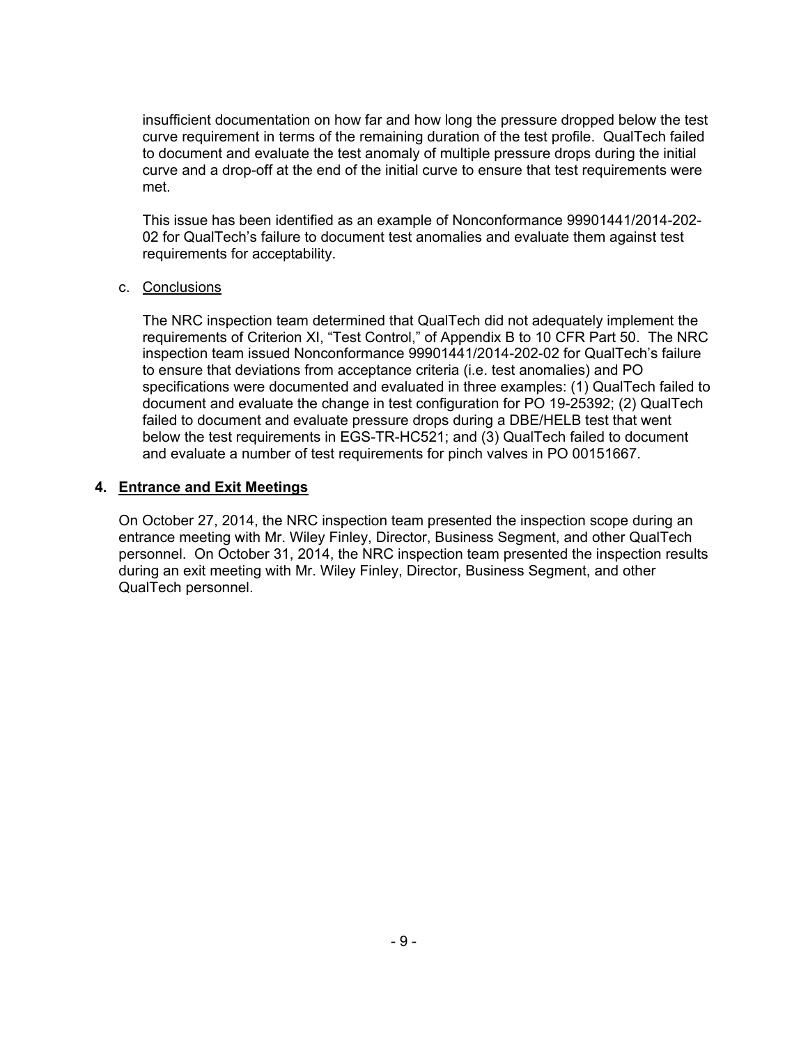insufficient documentation on how far and how long the pressure dropped below the test curve requirement in terms of the remaining duration of the test profile. QualTech failed to document and evaluate the test anomaly of multiple pressure drops during the initial curve and a drop-off at the end of the initial curve to ensure that test requirements were met.

This issue has been identified as an example of Nonconformance 99901441/2014-202-02 for QualTech's failure to document test anomalies and evaluate them against test requirements for acceptability.

c. Conclusions

The NRC inspection team determined that QualTech did not adequately implement the requirements of Criterion XI, "Test Control," of Appendix B to 10 CFR Part 50. The NRC inspection team issued Nonconformance 99901441/2014-202-02 for QualTech's failure to ensure that deviations from acceptance criteria (i.e. test anomalies) and PO specifications were documented and evaluated in three examples: (1) QualTech failed to document and evaluate the change in test configuration for PO 19-25392; (2) QualTech failed to document and evaluate pressure drops during a DBE/HELB test that went below the test requirements in EGS-TR-HC521; and (3) QualTech failed to document and evaluate a number of test requirements for pinch valves in PO 00151667.

## 4. Entrance and Exit Meetings

On October 27, 2014, the NRC inspection team presented the inspection scope during an entrance meeting with Mr. Wiley Finley, Director, Business Segment, and other QualTech personnel. On October 31, 2014, the NRC inspection team presented the inspection results during an exit meeting with Mr. Wiley Finley, Director, Business Segment, and other QualTech personnel.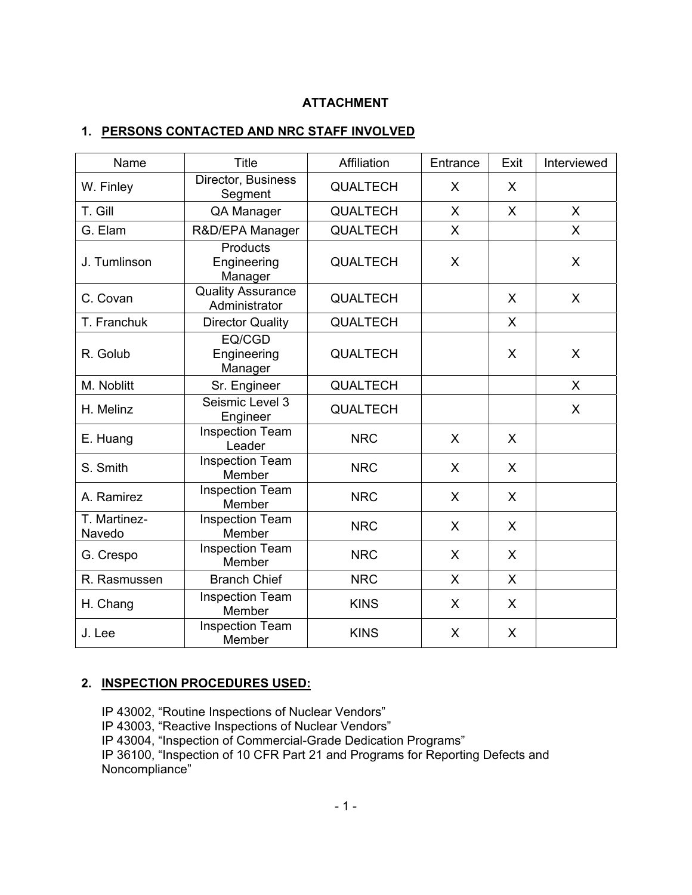**ATTACHMENT**

## 1. PERSONS CONTACTED AND NRC STAFF INVOLVED

| Name | Title | Affiliation | Entrance | Exit | Interviewed |
|---|---|---|---|---|---|
| W. Finley | Director, Business Segment | QUALTECH | X | X | |
| T. Gill | QA Manager | QUALTECH | X | X | X |
| G. Elam | R&D/EPA Manager | QUALTECH | X | | X |
| J. Tumlinson | Products Engineering Manager | QUALTECH | X | | X |
| C. Covan | Quality Assurance Administrator | QUALTECH | | X | X |
| T. Franchuk | Director Quality | QUALTECH | | X | |
| R. Golub | EQ/CGD Engineering Manager | QUALTECH | | X | X |
| M. Noblitt | Sr. Engineer | QUALTECH | | | X |
| H. Melinz | Seismic Level 3 Engineer | QUALTECH | | | X |
| E. Huang | Inspection Team Leader | NRC | X | X | |
| S. Smith | Inspection Team Member | NRC | X | X | |
| A. Ramirez | Inspection Team Member | NRC | X | X | |
| T. Martinez-Navedo | Inspection Team Member | NRC | X | X | |
| G. Crespo | Inspection Team Member | NRC | X | X | |
| R. Rasmussen | Branch Chief | NRC | X | X | |
| H. Chang | Inspection Team Member | KINS | X | X | |
| J. Lee | Inspection Team Member | KINS | X | X | |

## 2. INSPECTION PROCEDURES USED:

IP 43002, "Routine Inspections of Nuclear Vendors"
IP 43003, "Reactive Inspections of Nuclear Vendors"
IP 43004, "Inspection of Commercial-Grade Dedication Programs"
IP 36100, "Inspection of 10 CFR Part 21 and Programs for Reporting Defects and Noncompliance"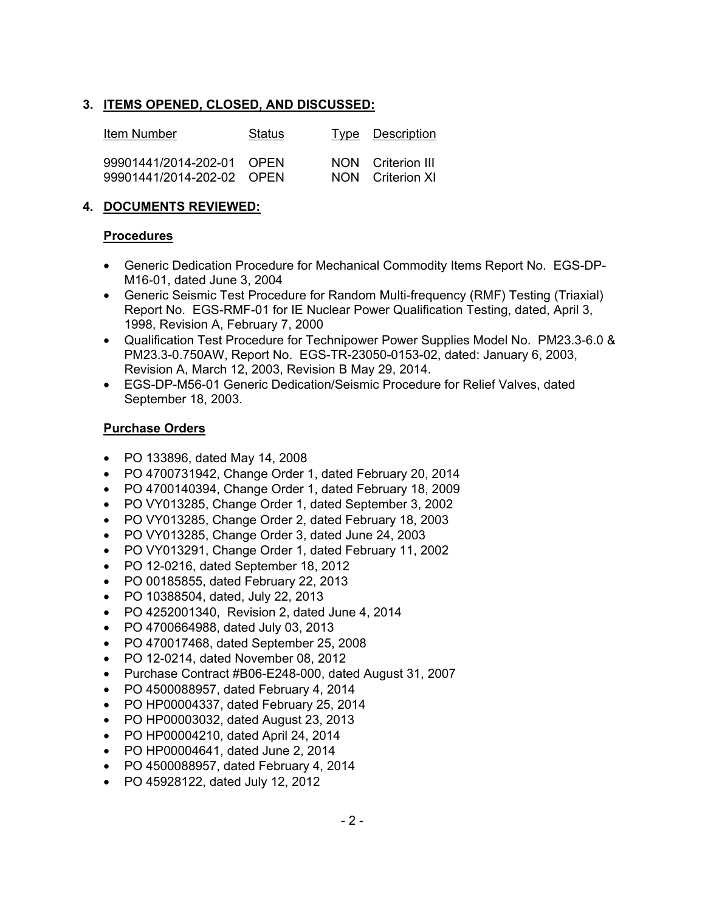## 3. ITEMS OPENED, CLOSED, AND DISCUSSED:

| Item Number | Status | Type | Description |
|---|---|---|---|
| 99901441/2014-202-01 | OPEN | NON | Criterion III |
| 99901441/2014-202-02 | OPEN | NON | Criterion XI |

## 4. DOCUMENTS REVIEWED:

### Procedures

- Generic Dedication Procedure for Mechanical Commodity Items Report No. EGS-DP-M16-01, dated June 3, 2004
- Generic Seismic Test Procedure for Random Multi-frequency (RMF) Testing (Triaxial) Report No. EGS-RMF-01 for IE Nuclear Power Qualification Testing, dated, April 3, 1998, Revision A, February 7, 2000
- Qualification Test Procedure for Technipower Power Supplies Model No. PM23.3-6.0 & PM23.3-0.750AW, Report No. EGS-TR-23050-0153-02, dated: January 6, 2003, Revision A, March 12, 2003, Revision B May 29, 2014.
- EGS-DP-M56-01 Generic Dedication/Seismic Procedure for Relief Valves, dated September 18, 2003.

### Purchase Orders

- PO 133896, dated May 14, 2008
- PO 4700731942, Change Order 1, dated February 20, 2014
- PO 4700140394, Change Order 1, dated February 18, 2009
- PO VY013285, Change Order 1, dated September 3, 2002
- PO VY013285, Change Order 2, dated February 18, 2003
- PO VY013285, Change Order 3, dated June 24, 2003
- PO VY013291, Change Order 1, dated February 11, 2002
- PO 12-0216, dated September 18, 2012
- PO 00185855, dated February 22, 2013
- PO 10388504, dated, July 22, 2013
- PO 4252001340, Revision 2, dated June 4, 2014
- PO 4700664988, dated July 03, 2013
- PO 470017468, dated September 25, 2008
- PO 12-0214, dated November 08, 2012
- Purchase Contract #B06-E248-000, dated August 31, 2007
- PO 4500088957, dated February 4, 2014
- PO HP00004337, dated February 25, 2014
- PO HP00003032, dated August 23, 2013
- PO HP00004210, dated April 24, 2014
- PO HP00004641, dated June 2, 2014
- PO 4500088957, dated February 4, 2014
- PO 45928122, dated July 12, 2012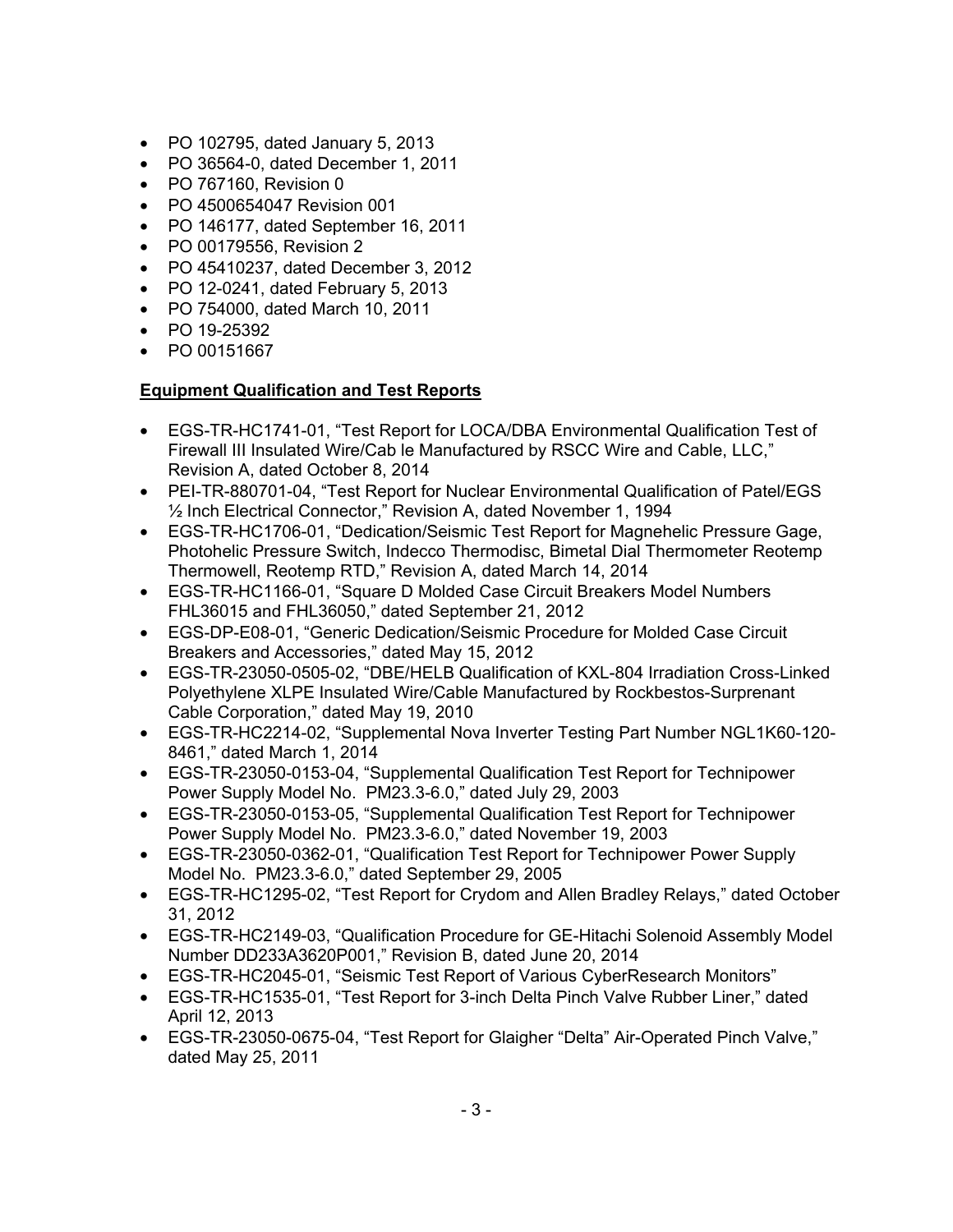- PO 102795, dated January 5, 2013
- PO 36564-0, dated December 1, 2011
- PO 767160, Revision 0
- PO 4500654047 Revision 001
- PO 146177, dated September 16, 2011
- PO 00179556, Revision 2
- PO 45410237, dated December 3, 2012
- PO 12-0241, dated February 5, 2013
- PO 754000, dated March 10, 2011
- PO 19-25392
- PO 00151667

**Equipment Qualification and Test Reports**

- EGS-TR-HC1741-01, "Test Report for LOCA/DBA Environmental Qualification Test of Firewall III Insulated Wire/Cab le Manufactured by RSCC Wire and Cable, LLC," Revision A, dated October 8, 2014
- PEI-TR-880701-04, "Test Report for Nuclear Environmental Qualification of Patel/EGS ½ Inch Electrical Connector," Revision A, dated November 1, 1994
- EGS-TR-HC1706-01, "Dedication/Seismic Test Report for Magnehelic Pressure Gage, Photohelic Pressure Switch, Indecco Thermodisc, Bimetal Dial Thermometer Reotemp Thermowell, Reotemp RTD," Revision A, dated March 14, 2014
- EGS-TR-HC1166-01, "Square D Molded Case Circuit Breakers Model Numbers FHL36015 and FHL36050," dated September 21, 2012
- EGS-DP-E08-01, "Generic Dedication/Seismic Procedure for Molded Case Circuit Breakers and Accessories," dated May 15, 2012
- EGS-TR-23050-0505-02, "DBE/HELB Qualification of KXL-804 Irradiation Cross-Linked Polyethylene XLPE Insulated Wire/Cable Manufactured by Rockbestos-Surprenant Cable Corporation," dated May 19, 2010
- EGS-TR-HC2214-02, "Supplemental Nova Inverter Testing Part Number NGL1K60-120-8461," dated March 1, 2014
- EGS-TR-23050-0153-04, "Supplemental Qualification Test Report for Technipower Power Supply Model No. PM23.3-6.0," dated July 29, 2003
- EGS-TR-23050-0153-05, "Supplemental Qualification Test Report for Technipower Power Supply Model No. PM23.3-6.0," dated November 19, 2003
- EGS-TR-23050-0362-01, "Qualification Test Report for Technipower Power Supply Model No. PM23.3-6.0," dated September 29, 2005
- EGS-TR-HC1295-02, "Test Report for Crydom and Allen Bradley Relays," dated October 31, 2012
- EGS-TR-HC2149-03, "Qualification Procedure for GE-Hitachi Solenoid Assembly Model Number DD233A3620P001," Revision B, dated June 20, 2014
- EGS-TR-HC2045-01, "Seismic Test Report of Various CyberResearch Monitors"
- EGS-TR-HC1535-01, "Test Report for 3-inch Delta Pinch Valve Rubber Liner," dated April 12, 2013
- EGS-TR-23050-0675-04, "Test Report for Glaigher "Delta" Air-Operated Pinch Valve," dated May 25, 2011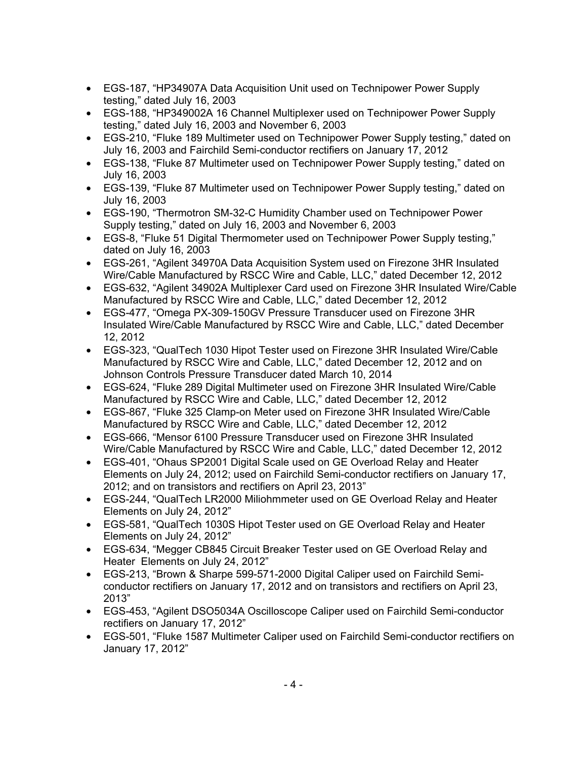- EGS-187, "HP34907A Data Acquisition Unit used on Technipower Power Supply testing," dated July 16, 2003
- EGS-188, "HP349002A 16 Channel Multiplexer used on Technipower Power Supply testing," dated July 16, 2003 and November 6, 2003
- EGS-210, "Fluke 189 Multimeter used on Technipower Power Supply testing," dated on July 16, 2003 and Fairchild Semi-conductor rectifiers on January 17, 2012
- EGS-138, "Fluke 87 Multimeter used on Technipower Power Supply testing," dated on July 16, 2003
- EGS-139, "Fluke 87 Multimeter used on Technipower Power Supply testing," dated on July 16, 2003
- EGS-190, "Thermotron SM-32-C Humidity Chamber used on Technipower Power Supply testing," dated on July 16, 2003 and November 6, 2003
- EGS-8, "Fluke 51 Digital Thermometer used on Technipower Power Supply testing," dated on July 16, 2003
- EGS-261, "Agilent 34970A Data Acquisition System used on Firezone 3HR Insulated Wire/Cable Manufactured by RSCC Wire and Cable, LLC," dated December 12, 2012
- EGS-632, "Agilent 34902A Multiplexer Card used on Firezone 3HR Insulated Wire/Cable Manufactured by RSCC Wire and Cable, LLC," dated December 12, 2012
- EGS-477, "Omega PX-309-150GV Pressure Transducer used on Firezone 3HR Insulated Wire/Cable Manufactured by RSCC Wire and Cable, LLC," dated December 12, 2012
- EGS-323, "QualTech 1030 Hipot Tester used on Firezone 3HR Insulated Wire/Cable Manufactured by RSCC Wire and Cable, LLC," dated December 12, 2012 and on Johnson Controls Pressure Transducer dated March 10, 2014
- EGS-624, "Fluke 289 Digital Multimeter used on Firezone 3HR Insulated Wire/Cable Manufactured by RSCC Wire and Cable, LLC," dated December 12, 2012
- EGS-867, "Fluke 325 Clamp-on Meter used on Firezone 3HR Insulated Wire/Cable Manufactured by RSCC Wire and Cable, LLC," dated December 12, 2012
- EGS-666, "Mensor 6100 Pressure Transducer used on Firezone 3HR Insulated Wire/Cable Manufactured by RSCC Wire and Cable, LLC," dated December 12, 2012
- EGS-401, "Ohaus SP2001 Digital Scale used on GE Overload Relay and Heater Elements on July 24, 2012; used on Fairchild Semi-conductor rectifiers on January 17, 2012; and on transistors and rectifiers on April 23, 2013"
- EGS-244, "QualTech LR2000 Miliohmmeter used on GE Overload Relay and Heater Elements on July 24, 2012"
- EGS-581, "QualTech 1030S Hipot Tester used on GE Overload Relay and Heater Elements on July 24, 2012"
- EGS-634, "Megger CB845 Circuit Breaker Tester used on GE Overload Relay and Heater Elements on July 24, 2012"
- EGS-213, "Brown & Sharpe 599-571-2000 Digital Caliper used on Fairchild Semi-conductor rectifiers on January 17, 2012 and on transistors and rectifiers on April 23, 2013"
- EGS-453, "Agilent DSO5034A Oscilloscope Caliper used on Fairchild Semi-conductor rectifiers on January 17, 2012"
- EGS-501, "Fluke 1587 Multimeter Caliper used on Fairchild Semi-conductor rectifiers on January 17, 2012"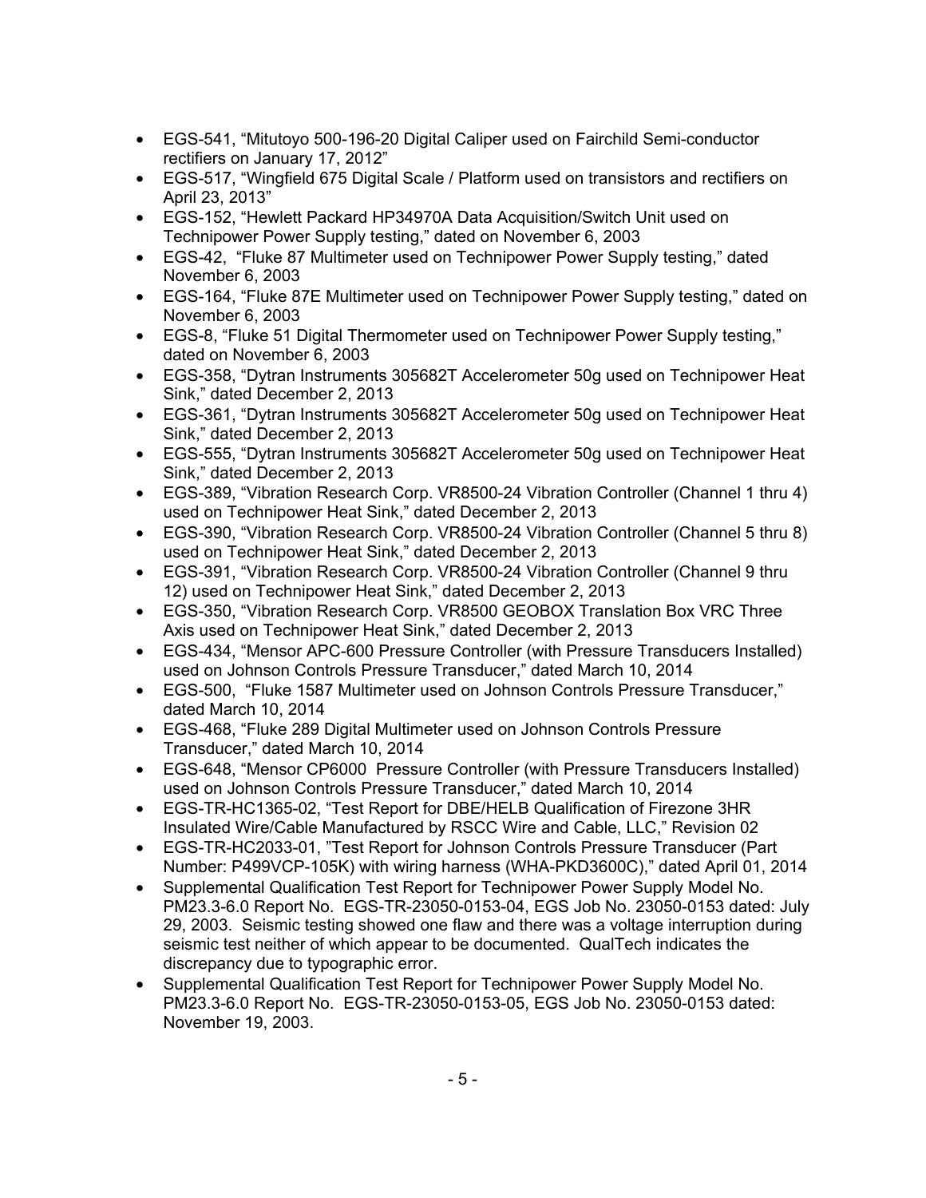- EGS-541, "Mitutoyo 500-196-20 Digital Caliper used on Fairchild Semi-conductor rectifiers on January 17, 2012"
- EGS-517, "Wingfield 675 Digital Scale / Platform used on transistors and rectifiers on April 23, 2013"
- EGS-152, "Hewlett Packard HP34970A Data Acquisition/Switch Unit used on Technipower Power Supply testing," dated on November 6, 2003
- EGS-42, "Fluke 87 Multimeter used on Technipower Power Supply testing," dated November 6, 2003
- EGS-164, "Fluke 87E Multimeter used on Technipower Power Supply testing," dated on November 6, 2003
- EGS-8, "Fluke 51 Digital Thermometer used on Technipower Power Supply testing," dated on November 6, 2003
- EGS-358, "Dytran Instruments 305682T Accelerometer 50g used on Technipower Heat Sink," dated December 2, 2013
- EGS-361, "Dytran Instruments 305682T Accelerometer 50g used on Technipower Heat Sink," dated December 2, 2013
- EGS-555, "Dytran Instruments 305682T Accelerometer 50g used on Technipower Heat Sink," dated December 2, 2013
- EGS-389, "Vibration Research Corp. VR8500-24 Vibration Controller (Channel 1 thru 4) used on Technipower Heat Sink," dated December 2, 2013
- EGS-390, "Vibration Research Corp. VR8500-24 Vibration Controller (Channel 5 thru 8) used on Technipower Heat Sink," dated December 2, 2013
- EGS-391, "Vibration Research Corp. VR8500-24 Vibration Controller (Channel 9 thru 12) used on Technipower Heat Sink," dated December 2, 2013
- EGS-350, "Vibration Research Corp. VR8500 GEOBOX Translation Box VRC Three Axis used on Technipower Heat Sink," dated December 2, 2013
- EGS-434, "Mensor APC-600 Pressure Controller (with Pressure Transducers Installed) used on Johnson Controls Pressure Transducer," dated March 10, 2014
- EGS-500, "Fluke 1587 Multimeter used on Johnson Controls Pressure Transducer," dated March 10, 2014
- EGS-468, "Fluke 289 Digital Multimeter used on Johnson Controls Pressure Transducer," dated March 10, 2014
- EGS-648, "Mensor CP6000 Pressure Controller (with Pressure Transducers Installed) used on Johnson Controls Pressure Transducer," dated March 10, 2014
- EGS-TR-HC1365-02, "Test Report for DBE/HELB Qualification of Firezone 3HR Insulated Wire/Cable Manufactured by RSCC Wire and Cable, LLC," Revision 02
- EGS-TR-HC2033-01, "Test Report for Johnson Controls Pressure Transducer (Part Number: P499VCP-105K) with wiring harness (WHA-PKD3600C)," dated April 01, 2014
- Supplemental Qualification Test Report for Technipower Power Supply Model No. PM23.3-6.0 Report No. EGS-TR-23050-0153-04, EGS Job No. 23050-0153 dated: July 29, 2003. Seismic testing showed one flaw and there was a voltage interruption during seismic test neither of which appear to be documented. QualTech indicates the discrepancy due to typographic error.
- Supplemental Qualification Test Report for Technipower Power Supply Model No. PM23.3-6.0 Report No. EGS-TR-23050-0153-05, EGS Job No. 23050-0153 dated: November 19, 2003.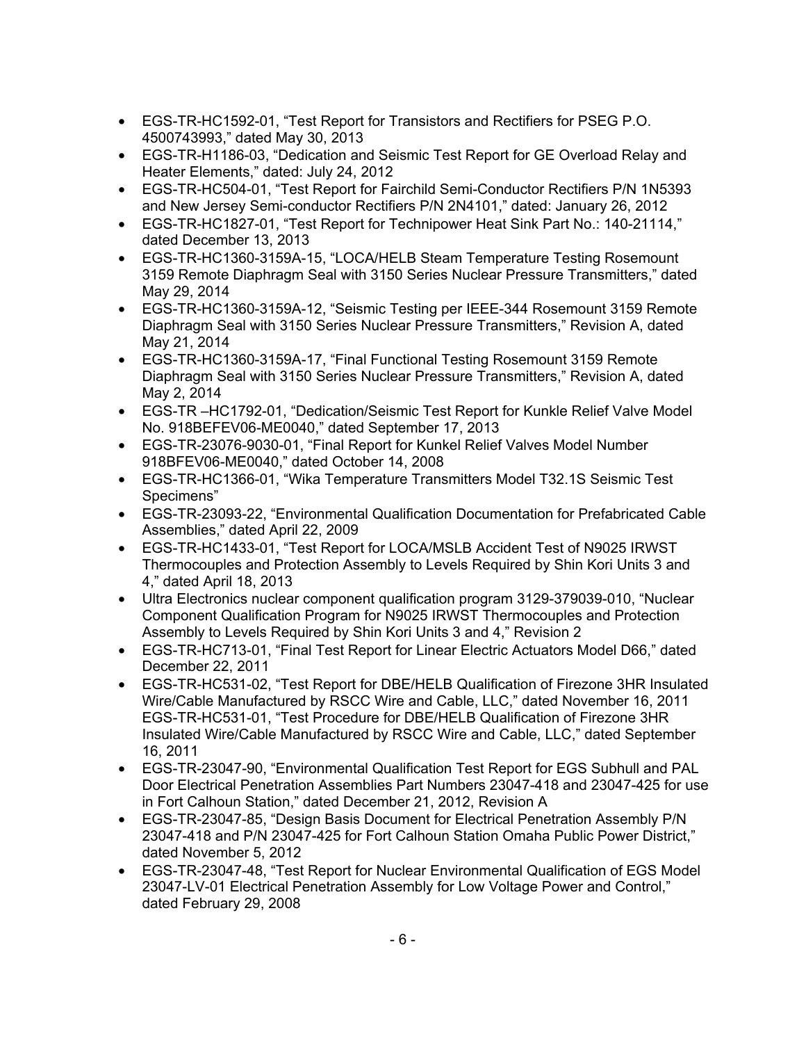- EGS-TR-HC1592-01, “Test Report for Transistors and Rectifiers for PSEG P.O. 4500743993,” dated May 30, 2013
- EGS-TR-H1186-03, “Dedication and Seismic Test Report for GE Overload Relay and Heater Elements,” dated: July 24, 2012
- EGS-TR-HC504-01, “Test Report for Fairchild Semi-Conductor Rectifiers P/N 1N5393 and New Jersey Semi-conductor Rectifiers P/N 2N4101,” dated: January 26, 2012
- EGS-TR-HC1827-01, “Test Report for Technipower Heat Sink Part No.: 140-21114,” dated December 13, 2013
- EGS-TR-HC1360-3159A-15, “LOCA/HELB Steam Temperature Testing Rosemount 3159 Remote Diaphragm Seal with 3150 Series Nuclear Pressure Transmitters,” dated May 29, 2014
- EGS-TR-HC1360-3159A-12, “Seismic Testing per IEEE-344 Rosemount 3159 Remote Diaphragm Seal with 3150 Series Nuclear Pressure Transmitters,” Revision A, dated May 21, 2014
- EGS-TR-HC1360-3159A-17, “Final Functional Testing Rosemount 3159 Remote Diaphragm Seal with 3150 Series Nuclear Pressure Transmitters,” Revision A, dated May 2, 2014
- EGS-TR –HC1792-01, “Dedication/Seismic Test Report for Kunkle Relief Valve Model No. 918BEFEV06-ME0040,” dated September 17, 2013
- EGS-TR-23076-9030-01, “Final Report for Kunkel Relief Valves Model Number 918BFEV06-ME0040,” dated October 14, 2008
- EGS-TR-HC1366-01, “Wika Temperature Transmitters Model T32.1S Seismic Test Specimens”
- EGS-TR-23093-22, “Environmental Qualification Documentation for Prefabricated Cable Assemblies,” dated April 22, 2009
- EGS-TR-HC1433-01, “Test Report for LOCA/MSLB Accident Test of N9025 IRWST Thermocouples and Protection Assembly to Levels Required by Shin Kori Units 3 and 4,” dated April 18, 2013
- Ultra Electronics nuclear component qualification program 3129-379039-010, “Nuclear Component Qualification Program for N9025 IRWST Thermocouples and Protection Assembly to Levels Required by Shin Kori Units 3 and 4,” Revision 2
- EGS-TR-HC713-01, “Final Test Report for Linear Electric Actuators Model D66,” dated December 22, 2011
- EGS-TR-HC531-02, “Test Report for DBE/HELB Qualification of Firezone 3HR Insulated Wire/Cable Manufactured by RSCC Wire and Cable, LLC,” dated November 16, 2011 EGS-TR-HC531-01, “Test Procedure for DBE/HELB Qualification of Firezone 3HR Insulated Wire/Cable Manufactured by RSCC Wire and Cable, LLC,” dated September 16, 2011
- EGS-TR-23047-90, “Environmental Qualification Test Report for EGS Subhull and PAL Door Electrical Penetration Assemblies Part Numbers 23047-418 and 23047-425 for use in Fort Calhoun Station,” dated December 21, 2012, Revision A
- EGS-TR-23047-85, “Design Basis Document for Electrical Penetration Assembly P/N 23047-418 and P/N 23047-425 for Fort Calhoun Station Omaha Public Power District,” dated November 5, 2012
- EGS-TR-23047-48, “Test Report for Nuclear Environmental Qualification of EGS Model 23047-LV-01 Electrical Penetration Assembly for Low Voltage Power and Control,” dated February 29, 2008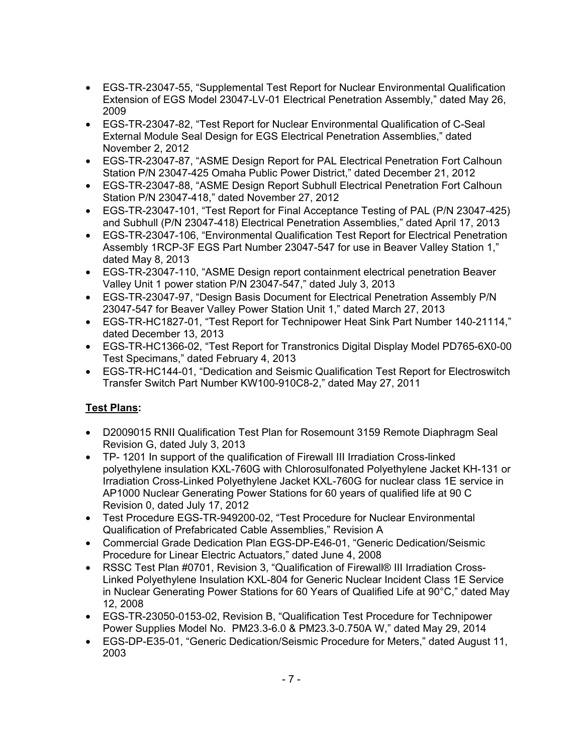- EGS-TR-23047-55, "Supplemental Test Report for Nuclear Environmental Qualification Extension of EGS Model 23047-LV-01 Electrical Penetration Assembly," dated May 26, 2009
- EGS-TR-23047-82, "Test Report for Nuclear Environmental Qualification of C-Seal External Module Seal Design for EGS Electrical Penetration Assemblies," dated November 2, 2012
- EGS-TR-23047-87, "ASME Design Report for PAL Electrical Penetration Fort Calhoun Station P/N 23047-425 Omaha Public Power District," dated December 21, 2012
- EGS-TR-23047-88, "ASME Design Report Subhull Electrical Penetration Fort Calhoun Station P/N 23047-418," dated November 27, 2012
- EGS-TR-23047-101, "Test Report for Final Acceptance Testing of PAL (P/N 23047-425) and Subhull (P/N 23047-418) Electrical Penetration Assemblies," dated April 17, 2013
- EGS-TR-23047-106, "Environmental Qualification Test Report for Electrical Penetration Assembly 1RCP-3F EGS Part Number 23047-547 for use in Beaver Valley Station 1," dated May 8, 2013
- EGS-TR-23047-110, "ASME Design report containment electrical penetration Beaver Valley Unit 1 power station P/N 23047-547," dated July 3, 2013
- EGS-TR-23047-97, "Design Basis Document for Electrical Penetration Assembly P/N 23047-547 for Beaver Valley Power Station Unit 1," dated March 27, 2013
- EGS-TR-HC1827-01, "Test Report for Technipower Heat Sink Part Number 140-21114," dated December 13, 2013
- EGS-TR-HC1366-02, "Test Report for Transtronics Digital Display Model PD765-6X0-00 Test Specimans," dated February 4, 2013
- EGS-TR-HC144-01, "Dedication and Seismic Qualification Test Report for Electroswitch Transfer Switch Part Number KW100-910C8-2," dated May 27, 2011

**Test Plans:**

- D2009015 RNII Qualification Test Plan for Rosemount 3159 Remote Diaphragm Seal Revision G, dated July 3, 2013
- TP- 1201 In support of the qualification of Firewall III Irradiation Cross-linked polyethylene insulation KXL-760G with Chlorosulfonated Polyethylene Jacket KH-131 or Irradiation Cross-Linked Polyethylene Jacket KXL-760G for nuclear class 1E service in AP1000 Nuclear Generating Power Stations for 60 years of qualified life at 90 C Revision 0, dated July 17, 2012
- Test Procedure EGS-TR-949200-02, "Test Procedure for Nuclear Environmental Qualification of Prefabricated Cable Assemblies," Revision A
- Commercial Grade Dedication Plan EGS-DP-E46-01, "Generic Dedication/Seismic Procedure for Linear Electric Actuators," dated June 4, 2008
- RSSC Test Plan #0701, Revision 3, "Qualification of Firewall® III Irradiation Cross-Linked Polyethylene Insulation KXL-804 for Generic Nuclear Incident Class 1E Service in Nuclear Generating Power Stations for 60 Years of Qualified Life at 90°C," dated May 12, 2008
- EGS-TR-23050-0153-02, Revision B, "Qualification Test Procedure for Technipower Power Supplies Model No. PM23.3-6.0 & PM23.3-0.750A W," dated May 29, 2014
- EGS-DP-E35-01, "Generic Dedication/Seismic Procedure for Meters," dated August 11, 2003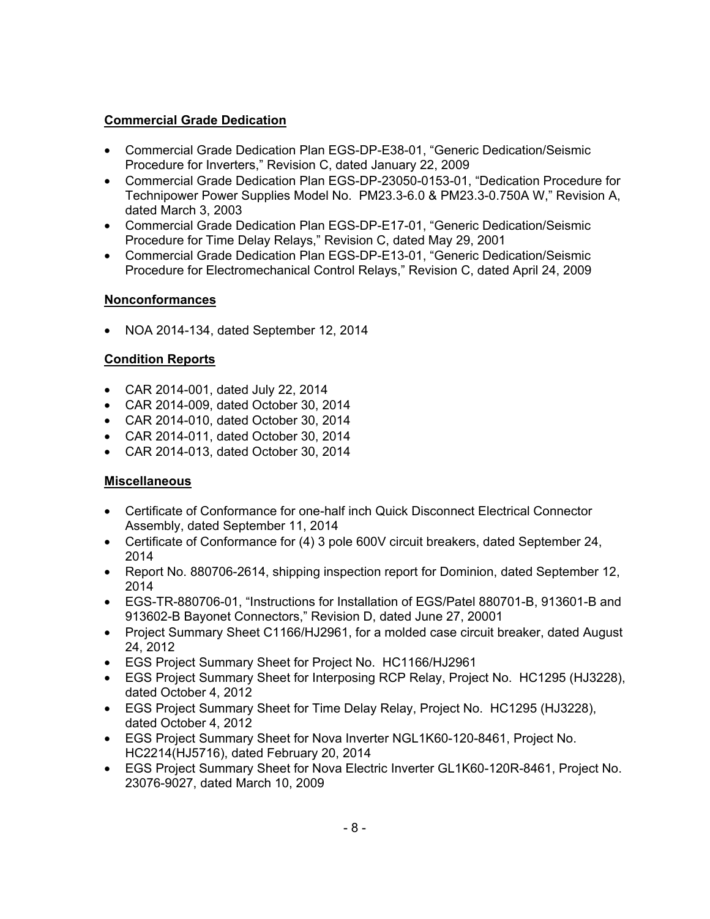**Commercial Grade Dedication**

- Commercial Grade Dedication Plan EGS-DP-E38-01, "Generic Dedication/Seismic Procedure for Inverters," Revision C, dated January 22, 2009
- Commercial Grade Dedication Plan EGS-DP-23050-0153-01, "Dedication Procedure for Technipower Power Supplies Model No. PM23.3-6.0 & PM23.3-0.750A W," Revision A, dated March 3, 2003
- Commercial Grade Dedication Plan EGS-DP-E17-01, "Generic Dedication/Seismic Procedure for Time Delay Relays," Revision C, dated May 29, 2001
- Commercial Grade Dedication Plan EGS-DP-E13-01, "Generic Dedication/Seismic Procedure for Electromechanical Control Relays," Revision C, dated April 24, 2009

**Nonconformances**

- NOA 2014-134, dated September 12, 2014

**Condition Reports**

- CAR 2014-001, dated July 22, 2014
- CAR 2014-009, dated October 30, 2014
- CAR 2014-010, dated October 30, 2014
- CAR 2014-011, dated October 30, 2014
- CAR 2014-013, dated October 30, 2014

**Miscellaneous**

- Certificate of Conformance for one-half inch Quick Disconnect Electrical Connector Assembly, dated September 11, 2014
- Certificate of Conformance for (4) 3 pole 600V circuit breakers, dated September 24, 2014
- Report No. 880706-2614, shipping inspection report for Dominion, dated September 12, 2014
- EGS-TR-880706-01, "Instructions for Installation of EGS/Patel 880701-B, 913601-B and 913602-B Bayonet Connectors," Revision D, dated June 27, 20001
- Project Summary Sheet C1166/HJ2961, for a molded case circuit breaker, dated August 24, 2012
- EGS Project Summary Sheet for Project No. HC1166/HJ2961
- EGS Project Summary Sheet for Interposing RCP Relay, Project No. HC1295 (HJ3228), dated October 4, 2012
- EGS Project Summary Sheet for Time Delay Relay, Project No. HC1295 (HJ3228), dated October 4, 2012
- EGS Project Summary Sheet for Nova Inverter NGL1K60-120-8461, Project No. HC2214(HJ5716), dated February 20, 2014
- EGS Project Summary Sheet for Nova Electric Inverter GL1K60-120R-8461, Project No. 23076-9027, dated March 10, 2009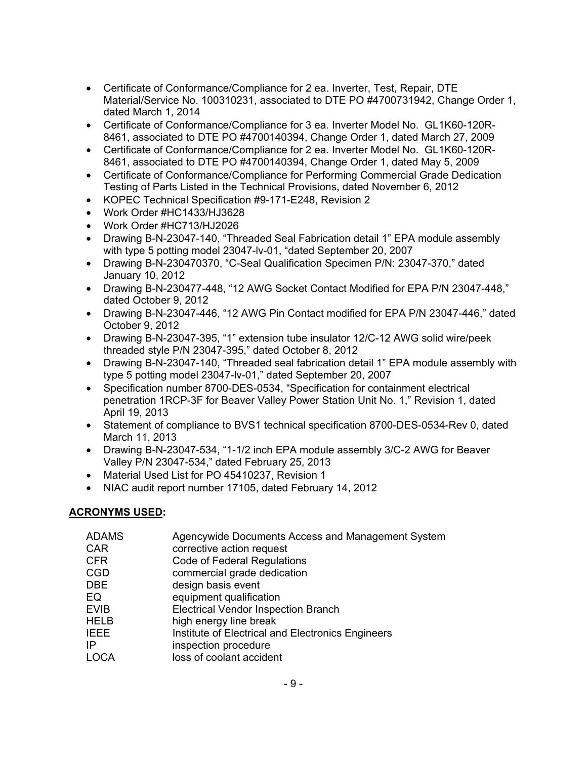- Certificate of Conformance/Compliance for 2 ea. Inverter, Test, Repair, DTE Material/Service No. 100310231, associated to DTE PO #4700731942, Change Order 1, dated March 1, 2014
- Certificate of Conformance/Compliance for 3 ea. Inverter Model No. GL1K60-120R-8461, associated to DTE PO #4700140394, Change Order 1, dated March 27, 2009
- Certificate of Conformance/Compliance for 2 ea. Inverter Model No. GL1K60-120R-8461, associated to DTE PO #4700140394, Change Order 1, dated May 5, 2009
- Certificate of Conformance/Compliance for Performing Commercial Grade Dedication Testing of Parts Listed in the Technical Provisions, dated November 6, 2012
- KOPEC Technical Specification #9-171-E248, Revision 2
- Work Order #HC1433/HJ3628
- Work Order #HC713/HJ2026
- Drawing B-N-23047-140, "Threaded Seal Fabrication detail 1" EPA module assembly with type 5 potting model 23047-lv-01, "dated September 20, 2007
- Drawing B-N-230470370, "C-Seal Qualification Specimen P/N: 23047-370," dated January 10, 2012
- Drawing B-N-230477-448, "12 AWG Socket Contact Modified for EPA P/N 23047-448," dated October 9, 2012
- Drawing B-N-23047-446, "12 AWG Pin Contact modified for EPA P/N 23047-446," dated October 9, 2012
- Drawing B-N-23047-395, "1" extension tube insulator 12/C-12 AWG solid wire/peek threaded style P/N 23047-395," dated October 8, 2012
- Drawing B-N-23047-140, "Threaded seal fabrication detail 1" EPA module assembly with type 5 potting model 23047-lv-01," dated September 20, 2007
- Specification number 8700-DES-0534, "Specification for containment electrical penetration 1RCP-3F for Beaver Valley Power Station Unit No. 1," Revision 1, dated April 19, 2013
- Statement of compliance to BVS1 technical specification 8700-DES-0534-Rev 0, dated March 11, 2013
- Drawing B-N-23047-534, "1-1/2 inch EPA module assembly 3/C-2 AWG for Beaver Valley P/N 23047-534," dated February 25, 2013
- Material Used List for PO 45410237, Revision 1
- NIAC audit report number 17105, dated February 14, 2012

## ACRONYMS USED:

| | |
|---|---|
| ADAMS | Agencywide Documents Access and Management System |
| CAR | corrective action request |
| CFR | Code of Federal Regulations |
| CGD | commercial grade dedication |
| DBE | design basis event |
| EQ | equipment qualification |
| EVIB | Electrical Vendor Inspection Branch |
| HELB | high energy line break |
| IEEE | Institute of Electrical and Electronics Engineers |
| IP | inspection procedure |
| LOCA | loss of coolant accident |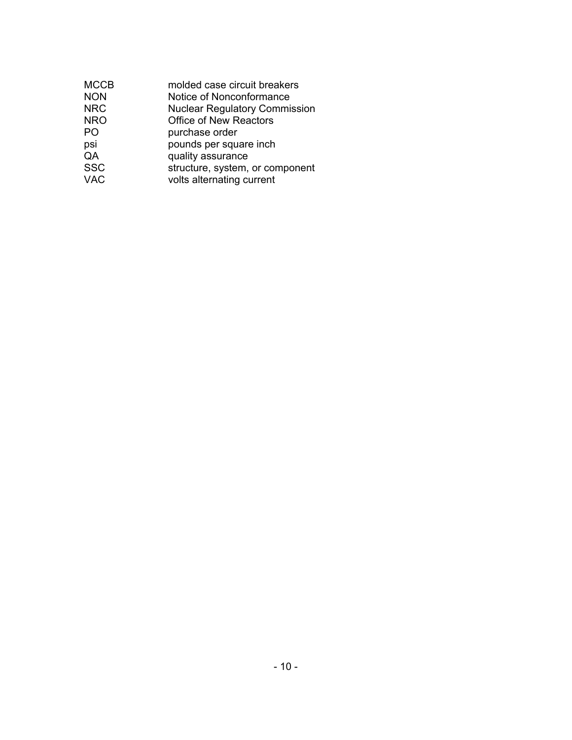| | |
|---|---|
| MCCB | molded case circuit breakers |
| NON | Notice of Nonconformance |
| NRC | Nuclear Regulatory Commission |
| NRO | Office of New Reactors |
| PO | purchase order |
| psi | pounds per square inch |
| QA | quality assurance |
| SSC | structure, system, or component |
| VAC | volts alternating current |